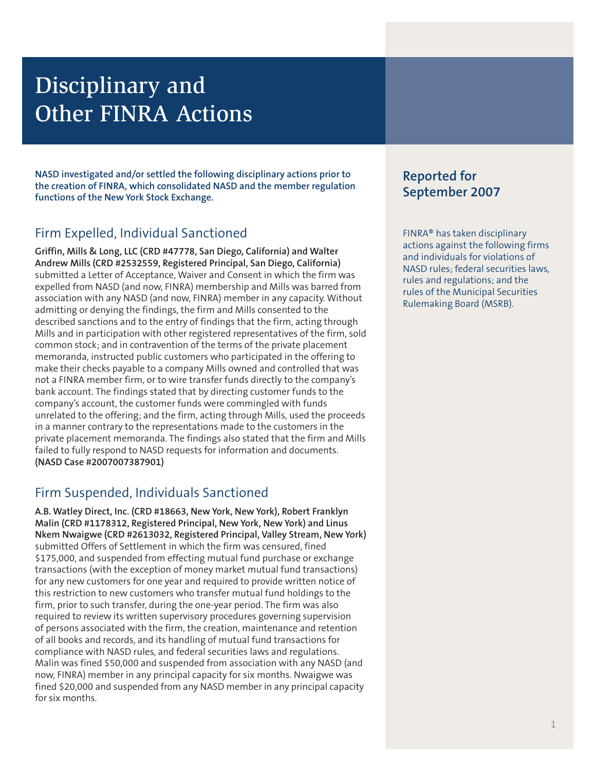# Disciplinary and Other FINRA Actions

**NASD investigated and/or settled the following disciplinary actions prior to the creation of FINRA, which consolidated NASD and the member regulation functions of the New York Stock Exchange.**

## Reported for September 2007

FINRA® has taken disciplinary actions against the following firms and individuals for violations of NASD rules; federal securities laws, rules and regulations; and the rules of the Municipal Securities Rulemaking Board (MSRB).

## Firm Expelled, Individual Sanctioned

**Griffin, Mills & Long, LLC (CRD #47778, San Diego, California) and Walter Andrew Mills (CRD #2532559, Registered Principal, San Diego, California)** submitted a Letter of Acceptance, Waiver and Consent in which the firm was expelled from NASD (and now, FINRA) membership and Mills was barred from association with any NASD (and now, FINRA) member in any capacity. Without admitting or denying the findings, the firm and Mills consented to the described sanctions and to the entry of findings that the firm, acting through Mills and in participation with other registered representatives of the firm, sold common stock; and in contravention of the terms of the private placement memoranda, instructed public customers who participated in the offering to make their checks payable to a company Mills owned and controlled that was not a FINRA member firm, or to wire transfer funds directly to the company's bank account. The findings stated that by directing customer funds to the company's account, the customer funds were commingled with funds unrelated to the offering; and the firm, acting through Mills, used the proceeds in a manner contrary to the representations made to the customers in the private placement memoranda. The findings also stated that the firm and Mills failed to fully respond to NASD requests for information and documents. **(NASD Case #2007007387901)**

## Firm Suspended, Individuals Sanctioned

**A.B. Watley Direct, Inc. (CRD #18663, New York, New York), Robert Franklyn Malin (CRD #1178312, Registered Principal, New York, New York) and Linus Nkem Nwaigwe (CRD #2613032, Registered Principal, Valley Stream, New York)** submitted Offers of Settlement in which the firm was censured, fined $175,000, and suspended from effecting mutual fund purchase or exchange transactions (with the exception of money market mutual fund transactions) for any new customers for one year and required to provide written notice of this restriction to new customers who transfer mutual fund holdings to the firm, prior to such transfer, during the one-year period. The firm was also required to review its written supervisory procedures governing supervision of persons associated with the firm, the creation, maintenance and retention of all books and records, and its handling of mutual fund transactions for compliance with NASD rules, and federal securities laws and regulations. Malin was fined $50,000 and suspended from association with any NASD (and now, FINRA) member in any principal capacity for six months. Nwaigwe was fined $20,000 and suspended from any NASD member in any principal capacity for six months.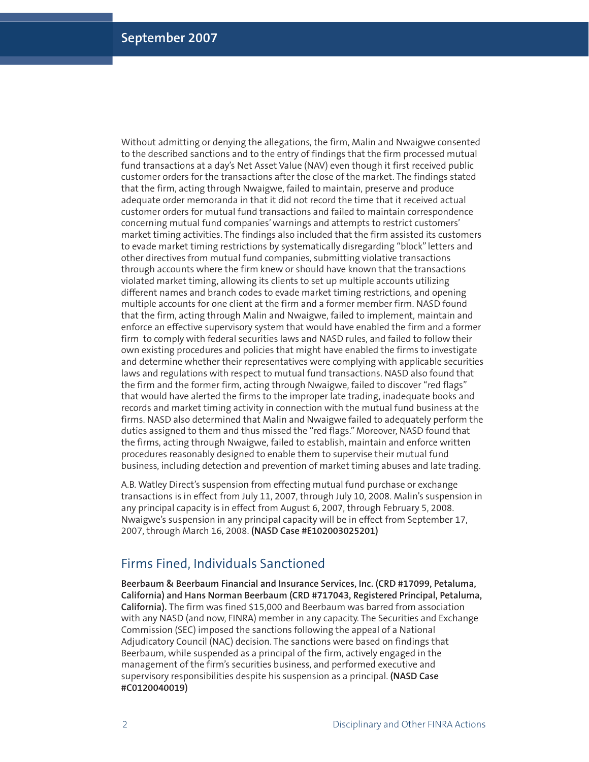Without admitting or denying the allegations, the firm, Malin and Nwaigwe consented to the described sanctions and to the entry of findings that the firm processed mutual fund transactions at a day's Net Asset Value (NAV) even though it first received public customer orders for the transactions after the close of the market. The findings stated that the firm, acting through Nwaigwe, failed to maintain, preserve and produce adequate order memoranda in that it did not record the time that it received actual customer orders for mutual fund transactions and failed to maintain correspondence concerning mutual fund companies' warnings and attempts to restrict customers' market timing activities. The findings also included that the firm assisted its customers to evade market timing restrictions by systematically disregarding "block" letters and other directives from mutual fund companies, submitting violative transactions through accounts where the firm knew or should have known that the transactions violated market timing, allowing its clients to set up multiple accounts utilizing different names and branch codes to evade market timing restrictions, and opening multiple accounts for one client at the firm and a former member firm. NASD found that the firm, acting through Malin and Nwaigwe, failed to implement, maintain and enforce an effective supervisory system that would have enabled the firm and a former firm to comply with federal securities laws and NASD rules, and failed to follow their own existing procedures and policies that might have enabled the firms to investigate and determine whether their representatives were complying with applicable securities laws and regulations with respect to mutual fund transactions. NASD also found that the firm and the former firm, acting through Nwaigwe, failed to discover "red flags" that would have alerted the firms to the improper late trading, inadequate books and records and market timing activity in connection with the mutual fund business at the firms. NASD also determined that Malin and Nwaigwe failed to adequately perform the duties assigned to them and thus missed the "red flags." Moreover, NASD found that the firms, acting through Nwaigwe, failed to establish, maintain and enforce written procedures reasonably designed to enable them to supervise their mutual fund business, including detection and prevention of market timing abuses and late trading.

A.B. Watley Direct's suspension from effecting mutual fund purchase or exchange transactions is in effect from July 11, 2007, through July 10, 2008. Malin's suspension in any principal capacity is in effect from August 6, 2007, through February 5, 2008. Nwaigwe's suspension in any principal capacity will be in effect from September 17, 2007, through March 16, 2008. **(NASD Case #E102003025201)**

## Firms Fined, Individuals Sanctioned

**Beerbaum & Beerbaum Financial and Insurance Services, Inc. (CRD #17099, Petaluma, California) and Hans Norman Beerbaum (CRD #717043, Registered Principal, Petaluma, California).** The firm was fined $15,000 and Beerbaum was barred from association with any NASD (and now, FINRA) member in any capacity. The Securities and Exchange Commission (SEC) imposed the sanctions following the appeal of a National Adjudicatory Council (NAC) decision. The sanctions were based on findings that Beerbaum, while suspended as a principal of the firm, actively engaged in the management of the firm's securities business, and performed executive and supervisory responsibilities despite his suspension as a principal. **(NASD Case #C0120040019)**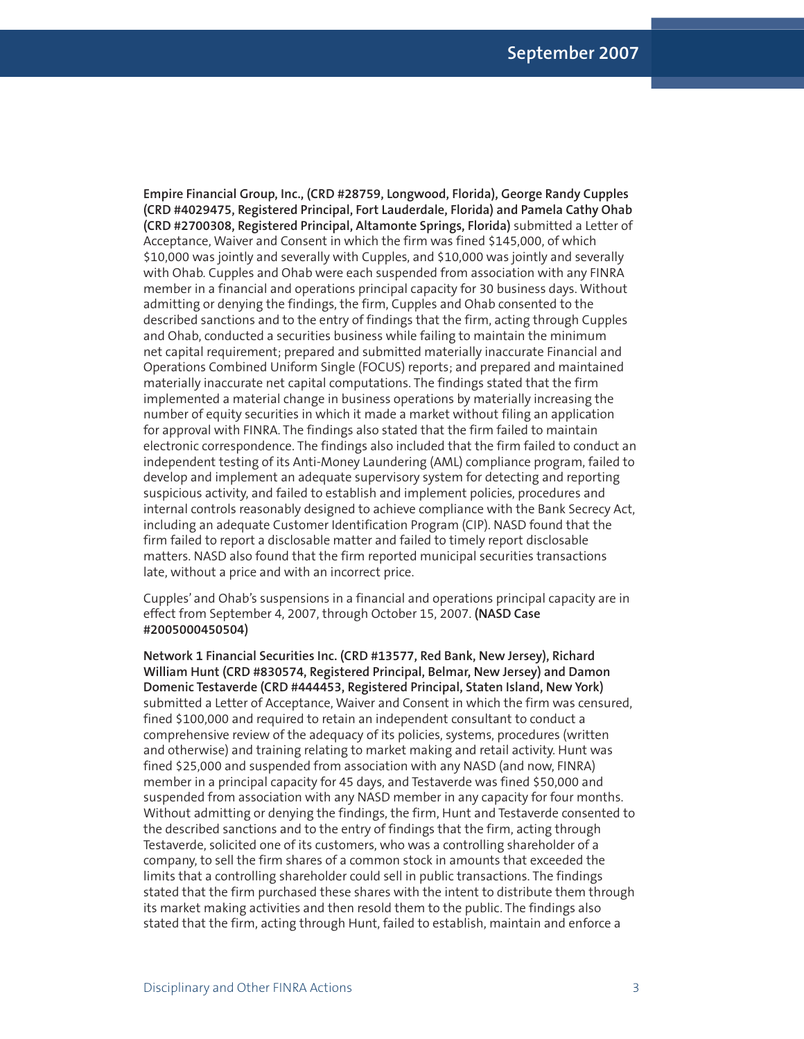**Empire Financial Group, Inc., (CRD #28759, Longwood, Florida), George Randy Cupples (CRD #4029475, Registered Principal, Fort Lauderdale, Florida) and Pamela Cathy Ohab (CRD #2700308, Registered Principal, Altamonte Springs, Florida)** submitted a Letter of Acceptance, Waiver and Consent in which the firm was fined $145,000, of which $10,000 was jointly and severally with Cupples, and $10,000 was jointly and severally with Ohab. Cupples and Ohab were each suspended from association with any FINRA member in a financial and operations principal capacity for 30 business days. Without admitting or denying the findings, the firm, Cupples and Ohab consented to the described sanctions and to the entry of findings that the firm, acting through Cupples and Ohab, conducted a securities business while failing to maintain the minimum net capital requirement; prepared and submitted materially inaccurate Financial and Operations Combined Uniform Single (FOCUS) reports; and prepared and maintained materially inaccurate net capital computations. The findings stated that the firm implemented a material change in business operations by materially increasing the number of equity securities in which it made a market without filing an application for approval with FINRA. The findings also stated that the firm failed to maintain electronic correspondence. The findings also included that the firm failed to conduct an independent testing of its Anti-Money Laundering (AML) compliance program, failed to develop and implement an adequate supervisory system for detecting and reporting suspicious activity, and failed to establish and implement policies, procedures and internal controls reasonably designed to achieve compliance with the Bank Secrecy Act, including an adequate Customer Identification Program (CIP). NASD found that the firm failed to report a disclosable matter and failed to timely report disclosable matters. NASD also found that the firm reported municipal securities transactions late, without a price and with an incorrect price.

Cupples' and Ohab's suspensions in a financial and operations principal capacity are in effect from September 4, 2007, through October 15, 2007. **(NASD Case #2005000450504)**

**Network 1 Financial Securities Inc. (CRD #13577, Red Bank, New Jersey), Richard William Hunt (CRD #830574, Registered Principal, Belmar, New Jersey) and Damon Domenic Testaverde (CRD #444453, Registered Principal, Staten Island, New York)** submitted a Letter of Acceptance, Waiver and Consent in which the firm was censured, fined $100,000 and required to retain an independent consultant to conduct a comprehensive review of the adequacy of its policies, systems, procedures (written and otherwise) and training relating to market making and retail activity. Hunt was fined $25,000 and suspended from association with any NASD (and now, FINRA) member in a principal capacity for 45 days, and Testaverde was fined $50,000 and suspended from association with any NASD member in any capacity for four months. Without admitting or denying the findings, the firm, Hunt and Testaverde consented to the described sanctions and to the entry of findings that the firm, acting through Testaverde, solicited one of its customers, who was a controlling shareholder of a company, to sell the firm shares of a common stock in amounts that exceeded the limits that a controlling shareholder could sell in public transactions. The findings stated that the firm purchased these shares with the intent to distribute them through its market making activities and then resold them to the public. The findings also stated that the firm, acting through Hunt, failed to establish, maintain and enforce a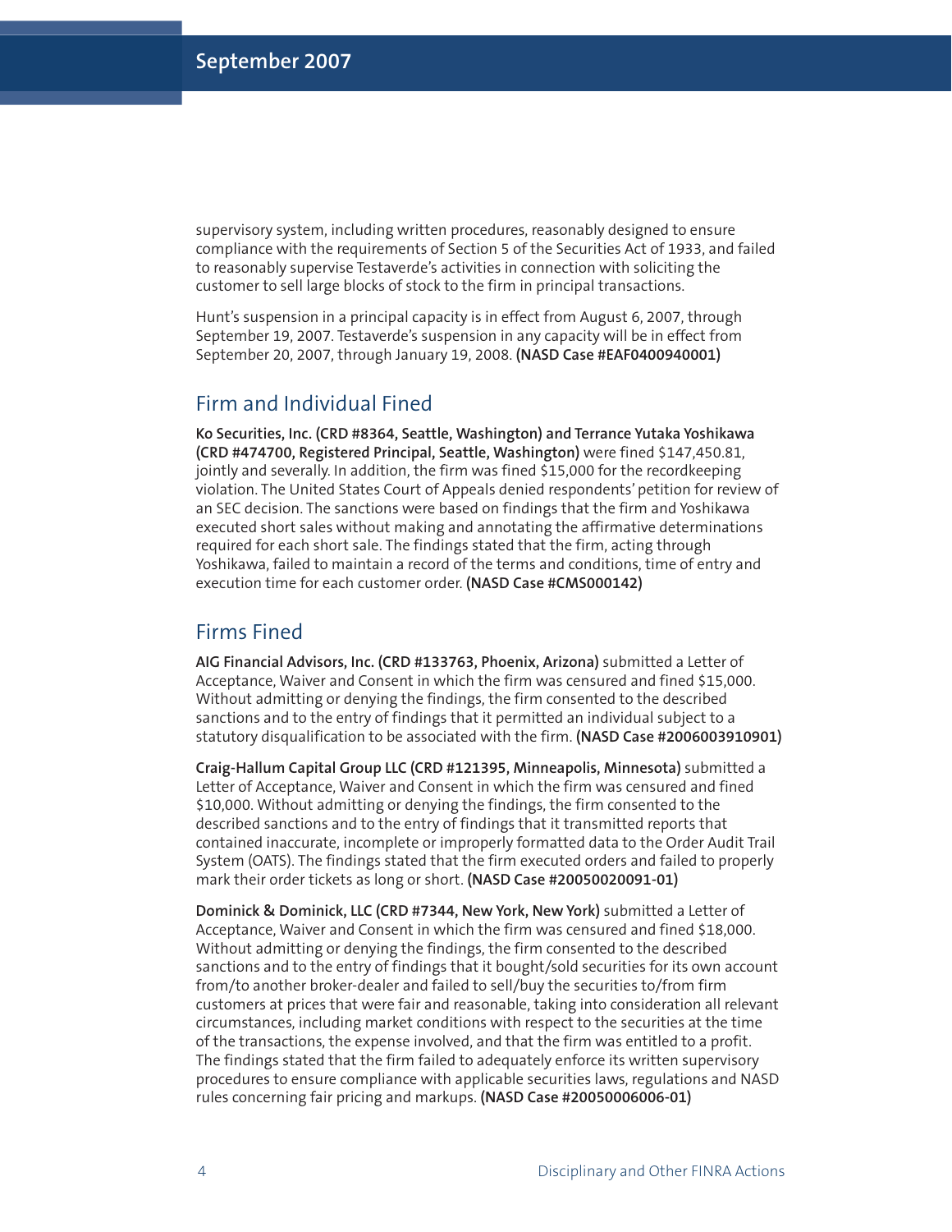supervisory system, including written procedures, reasonably designed to ensure compliance with the requirements of Section 5 of the Securities Act of 1933, and failed to reasonably supervise Testaverde's activities in connection with soliciting the customer to sell large blocks of stock to the firm in principal transactions.

Hunt's suspension in a principal capacity is in effect from August 6, 2007, through September 19, 2007. Testaverde's suspension in any capacity will be in effect from September 20, 2007, through January 19, 2008. **(NASD Case #EAF0400940001)**

## Firm and Individual Fined

**Ko Securities, Inc. (CRD #8364, Seattle, Washington) and Terrance Yutaka Yoshikawa (CRD #474700, Registered Principal, Seattle, Washington)** were fined $147,450.81, jointly and severally. In addition, the firm was fined $15,000 for the recordkeeping violation. The United States Court of Appeals denied respondents' petition for review of an SEC decision. The sanctions were based on findings that the firm and Yoshikawa executed short sales without making and annotating the affirmative determinations required for each short sale. The findings stated that the firm, acting through Yoshikawa, failed to maintain a record of the terms and conditions, time of entry and execution time for each customer order. **(NASD Case #CMS000142)**

## Firms Fined

**AIG Financial Advisors, Inc. (CRD #133763, Phoenix, Arizona)** submitted a Letter of Acceptance, Waiver and Consent in which the firm was censured and fined $15,000. Without admitting or denying the findings, the firm consented to the described sanctions and to the entry of findings that it permitted an individual subject to a statutory disqualification to be associated with the firm. **(NASD Case #2006003910901)**

**Craig-Hallum Capital Group LLC (CRD #121395, Minneapolis, Minnesota)** submitted a Letter of Acceptance, Waiver and Consent in which the firm was censured and fined $10,000. Without admitting or denying the findings, the firm consented to the described sanctions and to the entry of findings that it transmitted reports that contained inaccurate, incomplete or improperly formatted data to the Order Audit Trail System (OATS). The findings stated that the firm executed orders and failed to properly mark their order tickets as long or short. **(NASD Case #20050020091-01)**

**Dominick & Dominick, LLC (CRD #7344, New York, New York)** submitted a Letter of Acceptance, Waiver and Consent in which the firm was censured and fined $18,000. Without admitting or denying the findings, the firm consented to the described sanctions and to the entry of findings that it bought/sold securities for its own account from/to another broker-dealer and failed to sell/buy the securities to/from firm customers at prices that were fair and reasonable, taking into consideration all relevant circumstances, including market conditions with respect to the securities at the time of the transactions, the expense involved, and that the firm was entitled to a profit. The findings stated that the firm failed to adequately enforce its written supervisory procedures to ensure compliance with applicable securities laws, regulations and NASD rules concerning fair pricing and markups. **(NASD Case #20050006006-01)**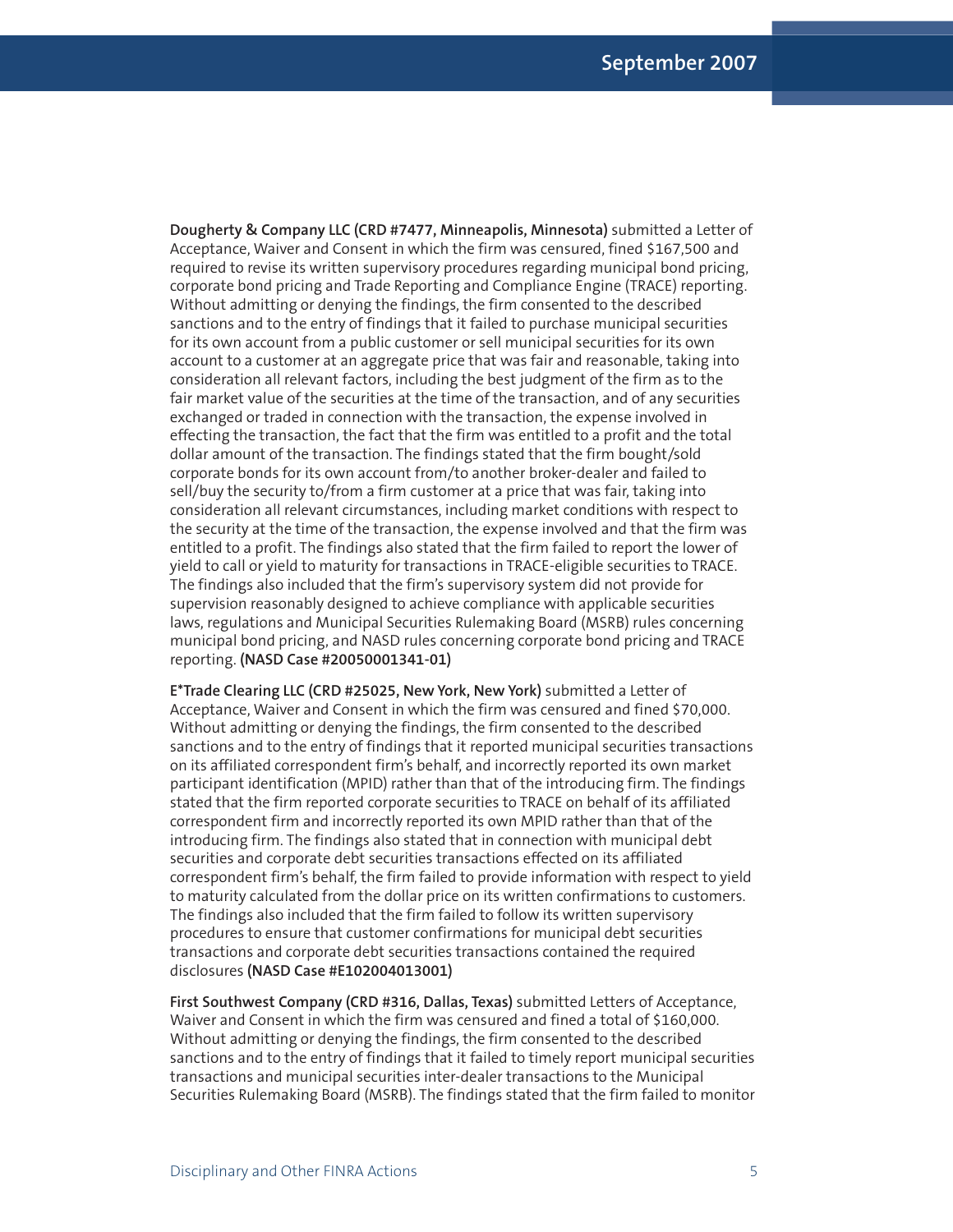**Dougherty & Company LLC (CRD #7477, Minneapolis, Minnesota)** submitted a Letter of Acceptance, Waiver and Consent in which the firm was censured, fined $167,500 and required to revise its written supervisory procedures regarding municipal bond pricing, corporate bond pricing and Trade Reporting and Compliance Engine (TRACE) reporting. Without admitting or denying the findings, the firm consented to the described sanctions and to the entry of findings that it failed to purchase municipal securities for its own account from a public customer or sell municipal securities for its own account to a customer at an aggregate price that was fair and reasonable, taking into consideration all relevant factors, including the best judgment of the firm as to the fair market value of the securities at the time of the transaction, and of any securities exchanged or traded in connection with the transaction, the expense involved in effecting the transaction, the fact that the firm was entitled to a profit and the total dollar amount of the transaction. The findings stated that the firm bought/sold corporate bonds for its own account from/to another broker-dealer and failed to sell/buy the security to/from a firm customer at a price that was fair, taking into consideration all relevant circumstances, including market conditions with respect to the security at the time of the transaction, the expense involved and that the firm was entitled to a profit. The findings also stated that the firm failed to report the lower of yield to call or yield to maturity for transactions in TRACE-eligible securities to TRACE. The findings also included that the firm's supervisory system did not provide for supervision reasonably designed to achieve compliance with applicable securities laws, regulations and Municipal Securities Rulemaking Board (MSRB) rules concerning municipal bond pricing, and NASD rules concerning corporate bond pricing and TRACE reporting. **(NASD Case #20050001341-01)**

**E*Trade Clearing LLC (CRD #25025, New York, New York)** submitted a Letter of Acceptance, Waiver and Consent in which the firm was censured and fined $70,000. Without admitting or denying the findings, the firm consented to the described sanctions and to the entry of findings that it reported municipal securities transactions on its affiliated correspondent firm's behalf, and incorrectly reported its own market participant identification (MPID) rather than that of the introducing firm. The findings stated that the firm reported corporate securities to TRACE on behalf of its affiliated correspondent firm and incorrectly reported its own MPID rather than that of the introducing firm. The findings also stated that in connection with municipal debt securities and corporate debt securities transactions effected on its affiliated correspondent firm's behalf, the firm failed to provide information with respect to yield to maturity calculated from the dollar price on its written confirmations to customers. The findings also included that the firm failed to follow its written supervisory procedures to ensure that customer confirmations for municipal debt securities transactions and corporate debt securities transactions contained the required disclosures **(NASD Case #E102004013001)**

**First Southwest Company (CRD #316, Dallas, Texas)** submitted Letters of Acceptance, Waiver and Consent in which the firm was censured and fined a total of $160,000. Without admitting or denying the findings, the firm consented to the described sanctions and to the entry of findings that it failed to timely report municipal securities transactions and municipal securities inter-dealer transactions to the Municipal Securities Rulemaking Board (MSRB). The findings stated that the firm failed to monitor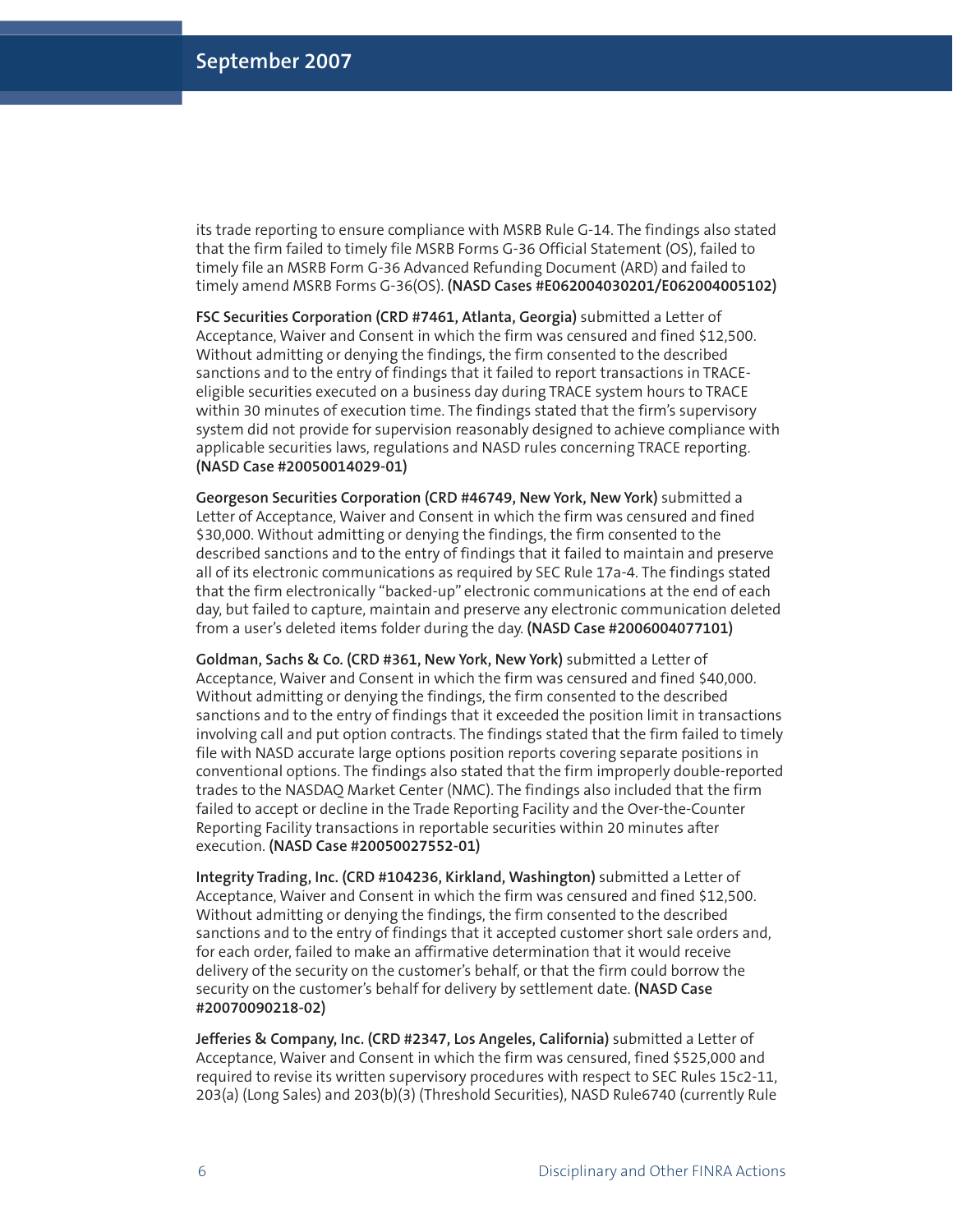its trade reporting to ensure compliance with MSRB Rule G-14. The findings also stated that the firm failed to timely file MSRB Forms G-36 Official Statement (OS), failed to timely file an MSRB Form G-36 Advanced Refunding Document (ARD) and failed to timely amend MSRB Forms G-36(OS). **(NASD Cases #E062004030201/E062004005102)**

**FSC Securities Corporation (CRD #7461, Atlanta, Georgia)** submitted a Letter of Acceptance, Waiver and Consent in which the firm was censured and fined $12,500. Without admitting or denying the findings, the firm consented to the described sanctions and to the entry of findings that it failed to report transactions in TRACE-eligible securities executed on a business day during TRACE system hours to TRACE within 30 minutes of execution time. The findings stated that the firm's supervisory system did not provide for supervision reasonably designed to achieve compliance with applicable securities laws, regulations and NASD rules concerning TRACE reporting. **(NASD Case #20050014029-01)**

**Georgeson Securities Corporation (CRD #46749, New York, New York)** submitted a Letter of Acceptance, Waiver and Consent in which the firm was censured and fined $30,000. Without admitting or denying the findings, the firm consented to the described sanctions and to the entry of findings that it failed to maintain and preserve all of its electronic communications as required by SEC Rule 17a-4. The findings stated that the firm electronically "backed-up" electronic communications at the end of each day, but failed to capture, maintain and preserve any electronic communication deleted from a user's deleted items folder during the day. **(NASD Case #2006004077101)**

**Goldman, Sachs & Co. (CRD #361, New York, New York)** submitted a Letter of Acceptance, Waiver and Consent in which the firm was censured and fined $40,000. Without admitting or denying the findings, the firm consented to the described sanctions and to the entry of findings that it exceeded the position limit in transactions involving call and put option contracts. The findings stated that the firm failed to timely file with NASD accurate large options position reports covering separate positions in conventional options. The findings also stated that the firm improperly double-reported trades to the NASDAQ Market Center (NMC). The findings also included that the firm failed to accept or decline in the Trade Reporting Facility and the Over-the-Counter Reporting Facility transactions in reportable securities within 20 minutes after execution. **(NASD Case #20050027552-01)**

**Integrity Trading, Inc. (CRD #104236, Kirkland, Washington)** submitted a Letter of Acceptance, Waiver and Consent in which the firm was censured and fined $12,500. Without admitting or denying the findings, the firm consented to the described sanctions and to the entry of findings that it accepted customer short sale orders and, for each order, failed to make an affirmative determination that it would receive delivery of the security on the customer's behalf, or that the firm could borrow the security on the customer's behalf for delivery by settlement date. **(NASD Case #20070090218-02)**

**Jefferies & Company, Inc. (CRD #2347, Los Angeles, California)** submitted a Letter of Acceptance, Waiver and Consent in which the firm was censured, fined $525,000 and required to revise its written supervisory procedures with respect to SEC Rules 15c2-11, 203(a) (Long Sales) and 203(b)(3) (Threshold Securities), NASD Rule6740 (currently Rule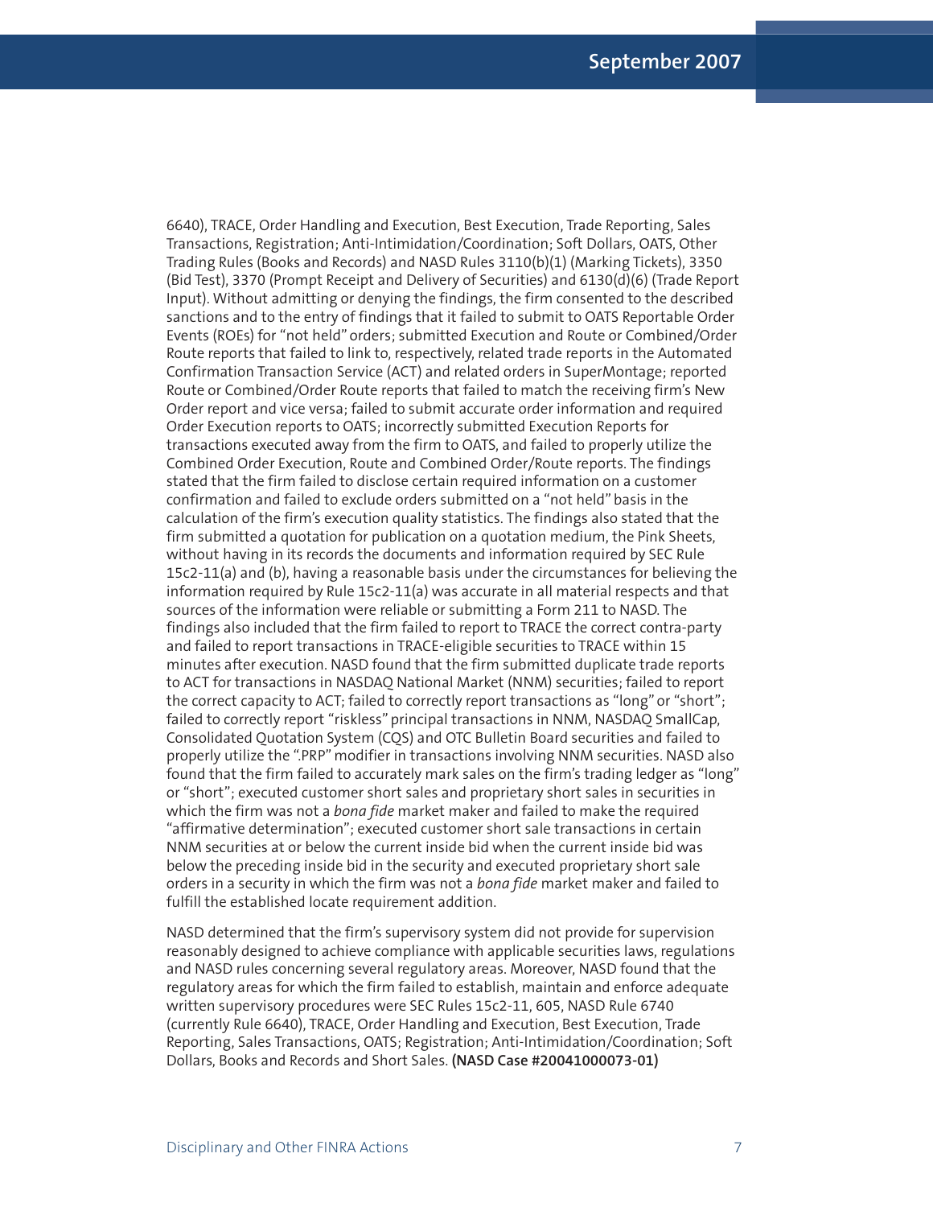6640), TRACE, Order Handling and Execution, Best Execution, Trade Reporting, Sales Transactions, Registration; Anti-Intimidation/Coordination; Soft Dollars, OATS, Other Trading Rules (Books and Records) and NASD Rules 3110(b)(1) (Marking Tickets), 3350 (Bid Test), 3370 (Prompt Receipt and Delivery of Securities) and 6130(d)(6) (Trade Report Input). Without admitting or denying the findings, the firm consented to the described sanctions and to the entry of findings that it failed to submit to OATS Reportable Order Events (ROEs) for "not held" orders; submitted Execution and Route or Combined/Order Route reports that failed to link to, respectively, related trade reports in the Automated Confirmation Transaction Service (ACT) and related orders in SuperMontage; reported Route or Combined/Order Route reports that failed to match the receiving firm's New Order report and vice versa; failed to submit accurate order information and required Order Execution reports to OATS; incorrectly submitted Execution Reports for transactions executed away from the firm to OATS, and failed to properly utilize the Combined Order Execution, Route and Combined Order/Route reports. The findings stated that the firm failed to disclose certain required information on a customer confirmation and failed to exclude orders submitted on a "not held" basis in the calculation of the firm's execution quality statistics. The findings also stated that the firm submitted a quotation for publication on a quotation medium, the Pink Sheets, without having in its records the documents and information required by SEC Rule 15c2-11(a) and (b), having a reasonable basis under the circumstances for believing the information required by Rule 15c2-11(a) was accurate in all material respects and that sources of the information were reliable or submitting a Form 211 to NASD. The findings also included that the firm failed to report to TRACE the correct contra-party and failed to report transactions in TRACE-eligible securities to TRACE within 15 minutes after execution. NASD found that the firm submitted duplicate trade reports to ACT for transactions in NASDAQ National Market (NNM) securities; failed to report the correct capacity to ACT; failed to correctly report transactions as "long" or "short"; failed to correctly report "riskless" principal transactions in NNM, NASDAQ SmallCap, Consolidated Quotation System (CQS) and OTC Bulletin Board securities and failed to properly utilize the ".PRP" modifier in transactions involving NNM securities. NASD also found that the firm failed to accurately mark sales on the firm's trading ledger as "long" or "short"; executed customer short sales and proprietary short sales in securities in which the firm was not a *bona fide* market maker and failed to make the required "affirmative determination"; executed customer short sale transactions in certain NNM securities at or below the current inside bid when the current inside bid was below the preceding inside bid in the security and executed proprietary short sale orders in a security in which the firm was not a *bona fide* market maker and failed to fulfill the established locate requirement addition.

NASD determined that the firm's supervisory system did not provide for supervision reasonably designed to achieve compliance with applicable securities laws, regulations and NASD rules concerning several regulatory areas. Moreover, NASD found that the regulatory areas for which the firm failed to establish, maintain and enforce adequate written supervisory procedures were SEC Rules 15c2-11, 605, NASD Rule 6740 (currently Rule 6640), TRACE, Order Handling and Execution, Best Execution, Trade Reporting, Sales Transactions, OATS; Registration; Anti-Intimidation/Coordination; Soft Dollars, Books and Records and Short Sales. **(NASD Case #20041000073-01)**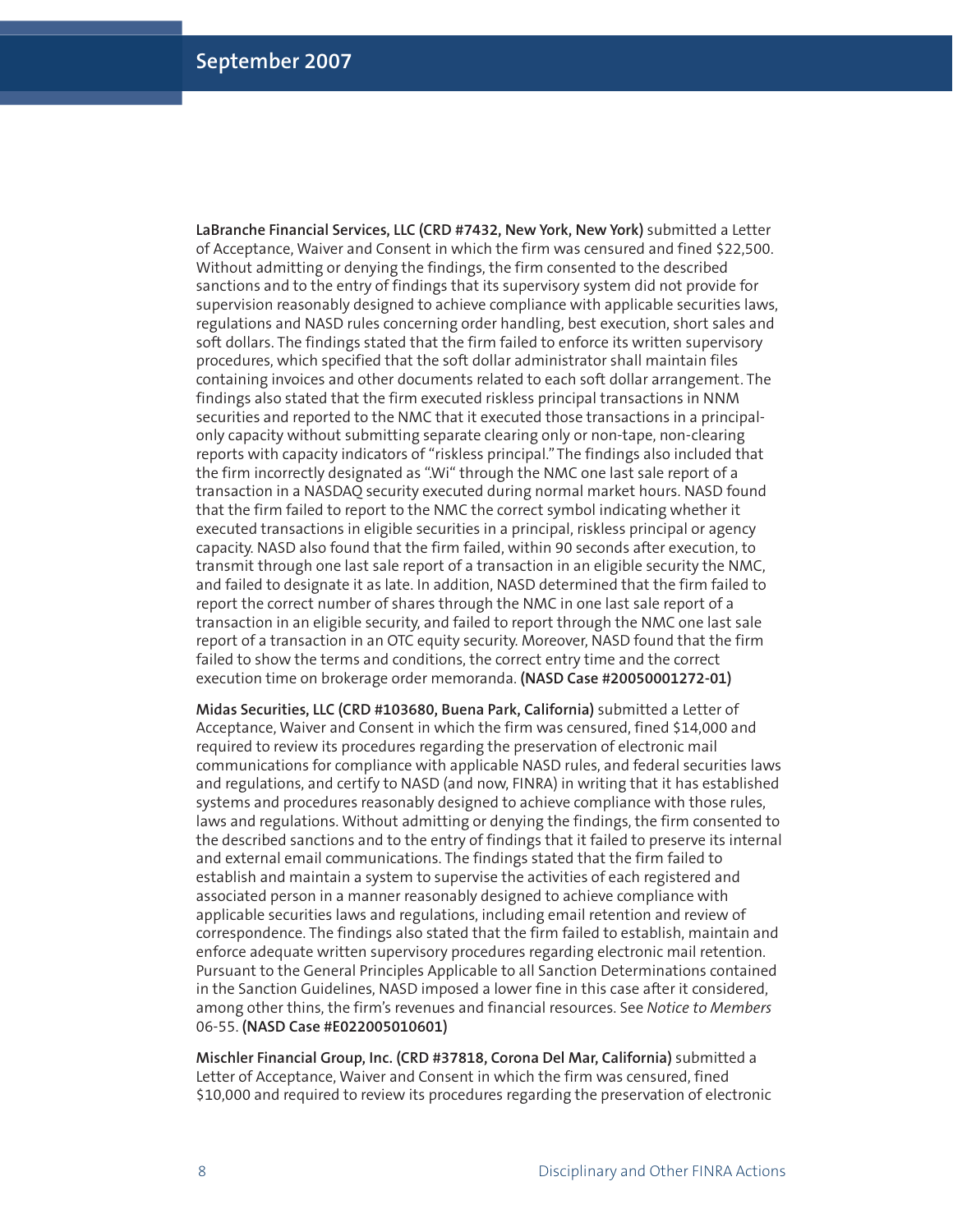**LaBranche Financial Services, LLC (CRD #7432, New York, New York)** submitted a Letter of Acceptance, Waiver and Consent in which the firm was censured and fined $22,500. Without admitting or denying the findings, the firm consented to the described sanctions and to the entry of findings that its supervisory system did not provide for supervision reasonably designed to achieve compliance with applicable securities laws, regulations and NASD rules concerning order handling, best execution, short sales and soft dollars. The findings stated that the firm failed to enforce its written supervisory procedures, which specified that the soft dollar administrator shall maintain files containing invoices and other documents related to each soft dollar arrangement. The findings also stated that the firm executed riskless principal transactions in NNM securities and reported to the NMC that it executed those transactions in a principal-only capacity without submitting separate clearing only or non-tape, non-clearing reports with capacity indicators of "riskless principal." The findings also included that the firm incorrectly designated as ".Wi" through the NMC one last sale report of a transaction in a NASDAQ security executed during normal market hours. NASD found that the firm failed to report to the NMC the correct symbol indicating whether it executed transactions in eligible securities in a principal, riskless principal or agency capacity. NASD also found that the firm failed, within 90 seconds after execution, to transmit through one last sale report of a transaction in an eligible security the NMC, and failed to designate it as late. In addition, NASD determined that the firm failed to report the correct number of shares through the NMC in one last sale report of a transaction in an eligible security, and failed to report through the NMC one last sale report of a transaction in an OTC equity security. Moreover, NASD found that the firm failed to show the terms and conditions, the correct entry time and the correct execution time on brokerage order memoranda. **(NASD Case #20050001272-01)**

**Midas Securities, LLC (CRD #103680, Buena Park, California)** submitted a Letter of Acceptance, Waiver and Consent in which the firm was censured, fined $14,000 and required to review its procedures regarding the preservation of electronic mail communications for compliance with applicable NASD rules, and federal securities laws and regulations, and certify to NASD (and now, FINRA) in writing that it has established systems and procedures reasonably designed to achieve compliance with those rules, laws and regulations. Without admitting or denying the findings, the firm consented to the described sanctions and to the entry of findings that it failed to preserve its internal and external email communications. The findings stated that the firm failed to establish and maintain a system to supervise the activities of each registered and associated person in a manner reasonably designed to achieve compliance with applicable securities laws and regulations, including email retention and review of correspondence. The findings also stated that the firm failed to establish, maintain and enforce adequate written supervisory procedures regarding electronic mail retention. Pursuant to the General Principles Applicable to all Sanction Determinations contained in the Sanction Guidelines, NASD imposed a lower fine in this case after it considered, among other thins, the firm's revenues and financial resources. See *Notice to Members* 06-55. **(NASD Case #E022005010601)**

**Mischler Financial Group, Inc. (CRD #37818, Corona Del Mar, California)** submitted a Letter of Acceptance, Waiver and Consent in which the firm was censured, fined $10,000 and required to review its procedures regarding the preservation of electronic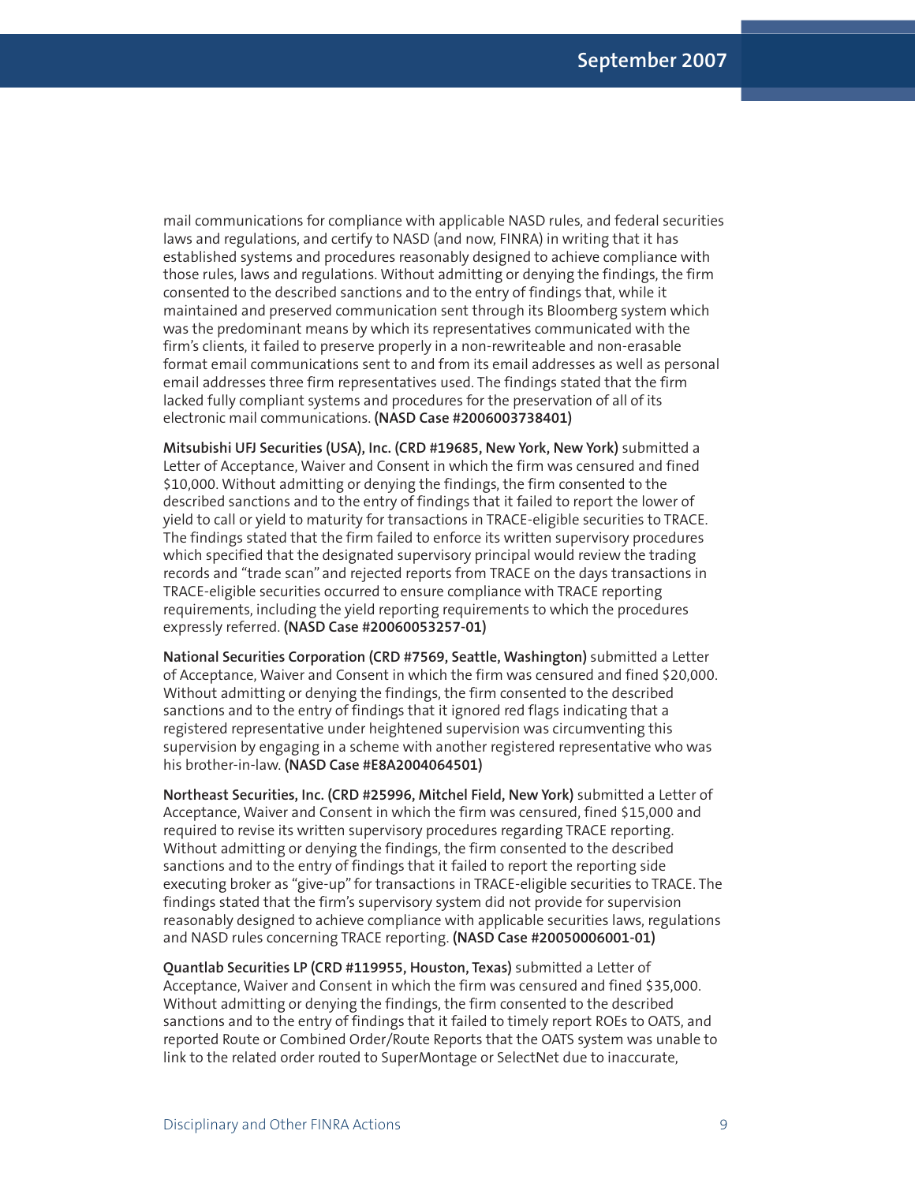mail communications for compliance with applicable NASD rules, and federal securities laws and regulations, and certify to NASD (and now, FINRA) in writing that it has established systems and procedures reasonably designed to achieve compliance with those rules, laws and regulations. Without admitting or denying the findings, the firm consented to the described sanctions and to the entry of findings that, while it maintained and preserved communication sent through its Bloomberg system which was the predominant means by which its representatives communicated with the firm's clients, it failed to preserve properly in a non-rewriteable and non-erasable format email communications sent to and from its email addresses as well as personal email addresses three firm representatives used. The findings stated that the firm lacked fully compliant systems and procedures for the preservation of all of its electronic mail communications. **(NASD Case #2006003738401)**

**Mitsubishi UFJ Securities (USA), Inc. (CRD #19685, New York, New York)** submitted a Letter of Acceptance, Waiver and Consent in which the firm was censured and fined $10,000. Without admitting or denying the findings, the firm consented to the described sanctions and to the entry of findings that it failed to report the lower of yield to call or yield to maturity for transactions in TRACE-eligible securities to TRACE. The findings stated that the firm failed to enforce its written supervisory procedures which specified that the designated supervisory principal would review the trading records and "trade scan" and rejected reports from TRACE on the days transactions in TRACE-eligible securities occurred to ensure compliance with TRACE reporting requirements, including the yield reporting requirements to which the procedures expressly referred. **(NASD Case #20060053257-01)**

**National Securities Corporation (CRD #7569, Seattle, Washington)** submitted a Letter of Acceptance, Waiver and Consent in which the firm was censured and fined $20,000. Without admitting or denying the findings, the firm consented to the described sanctions and to the entry of findings that it ignored red flags indicating that a registered representative under heightened supervision was circumventing this supervision by engaging in a scheme with another registered representative who was his brother-in-law. **(NASD Case #E8A2004064501)**

**Northeast Securities, Inc. (CRD #25996, Mitchel Field, New York)** submitted a Letter of Acceptance, Waiver and Consent in which the firm was censured, fined $15,000 and required to revise its written supervisory procedures regarding TRACE reporting. Without admitting or denying the findings, the firm consented to the described sanctions and to the entry of findings that it failed to report the reporting side executing broker as "give-up" for transactions in TRACE-eligible securities to TRACE. The findings stated that the firm's supervisory system did not provide for supervision reasonably designed to achieve compliance with applicable securities laws, regulations and NASD rules concerning TRACE reporting. **(NASD Case #20050006001-01)**

**Quantlab Securities LP (CRD #119955, Houston, Texas)** submitted a Letter of Acceptance, Waiver and Consent in which the firm was censured and fined $35,000. Without admitting or denying the findings, the firm consented to the described sanctions and to the entry of findings that it failed to timely report ROEs to OATS, and reported Route or Combined Order/Route Reports that the OATS system was unable to link to the related order routed to SuperMontage or SelectNet due to inaccurate,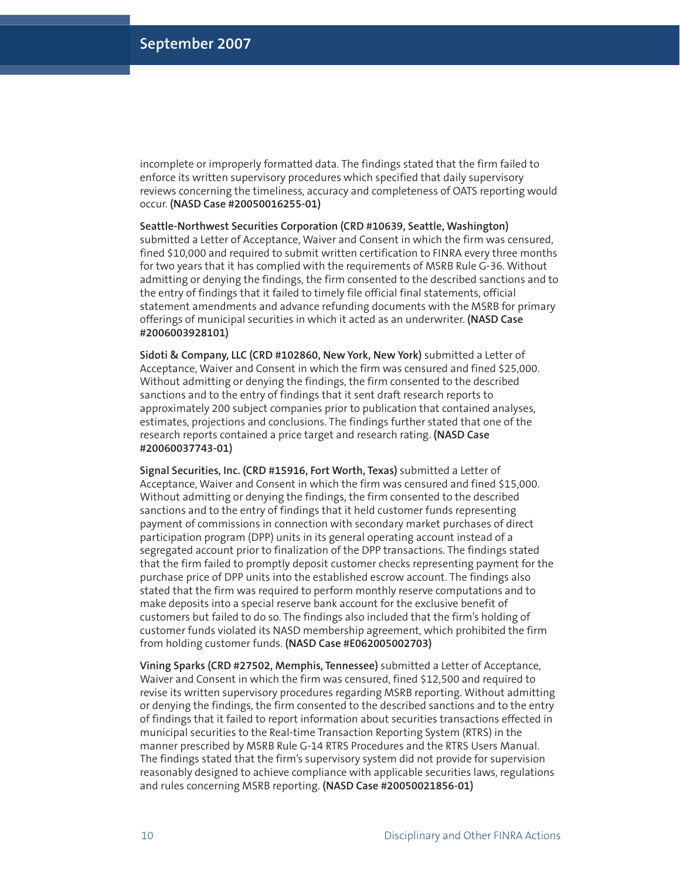incomplete or improperly formatted data. The findings stated that the firm failed to enforce its written supervisory procedures which specified that daily supervisory reviews concerning the timeliness, accuracy and completeness of OATS reporting would occur. **(NASD Case #20050016255-01)**

**Seattle-Northwest Securities Corporation (CRD #10639, Seattle, Washington)** submitted a Letter of Acceptance, Waiver and Consent in which the firm was censured, fined $10,000 and required to submit written certification to FINRA every three months for two years that it has complied with the requirements of MSRB Rule G-36. Without admitting or denying the findings, the firm consented to the described sanctions and to the entry of findings that it failed to timely file official final statements, official statement amendments and advance refunding documents with the MSRB for primary offerings of municipal securities in which it acted as an underwriter. **(NASD Case #2006003928101)**

**Sidoti & Company, LLC (CRD #102860, New York, New York)** submitted a Letter of Acceptance, Waiver and Consent in which the firm was censured and fined $25,000. Without admitting or denying the findings, the firm consented to the described sanctions and to the entry of findings that it sent draft research reports to approximately 200 subject companies prior to publication that contained analyses, estimates, projections and conclusions. The findings further stated that one of the research reports contained a price target and research rating. **(NASD Case #20060037743-01)**

**Signal Securities, Inc. (CRD #15916, Fort Worth, Texas)** submitted a Letter of Acceptance, Waiver and Consent in which the firm was censured and fined $15,000. Without admitting or denying the findings, the firm consented to the described sanctions and to the entry of findings that it held customer funds representing payment of commissions in connection with secondary market purchases of direct participation program (DPP) units in its general operating account instead of a segregated account prior to finalization of the DPP transactions. The findings stated that the firm failed to promptly deposit customer checks representing payment for the purchase price of DPP units into the established escrow account. The findings also stated that the firm was required to perform monthly reserve computations and to make deposits into a special reserve bank account for the exclusive benefit of customers but failed to do so. The findings also included that the firm's holding of customer funds violated its NASD membership agreement, which prohibited the firm from holding customer funds. **(NASD Case #E062005002703)**

**Vining Sparks (CRD #27502, Memphis, Tennessee)** submitted a Letter of Acceptance, Waiver and Consent in which the firm was censured, fined $12,500 and required to revise its written supervisory procedures regarding MSRB reporting. Without admitting or denying the findings, the firm consented to the described sanctions and to the entry of findings that it failed to report information about securities transactions effected in municipal securities to the Real-time Transaction Reporting System (RTRS) in the manner prescribed by MSRB Rule G-14 RTRS Procedures and the RTRS Users Manual. The findings stated that the firm's supervisory system did not provide for supervision reasonably designed to achieve compliance with applicable securities laws, regulations and rules concerning MSRB reporting. **(NASD Case #20050021856-01)**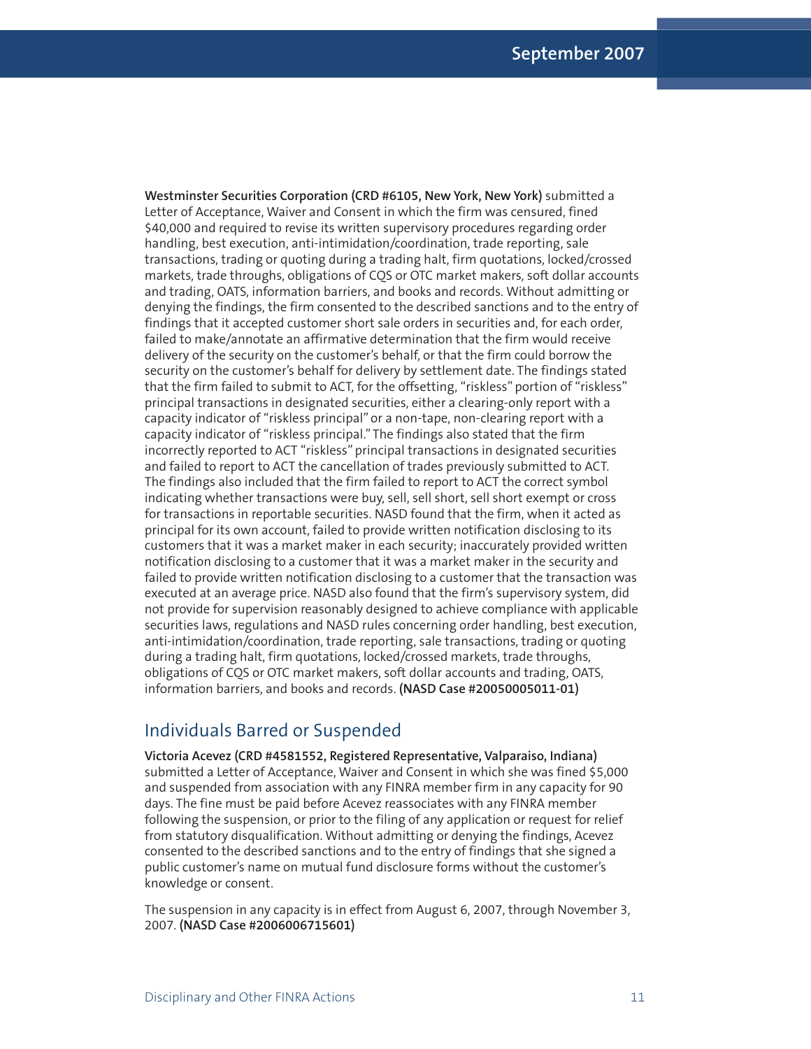**Westminster Securities Corporation (CRD #6105, New York, New York)** submitted a Letter of Acceptance, Waiver and Consent in which the firm was censured, fined $40,000 and required to revise its written supervisory procedures regarding order handling, best execution, anti-intimidation/coordination, trade reporting, sale transactions, trading or quoting during a trading halt, firm quotations, locked/crossed markets, trade throughs, obligations of CQS or OTC market makers, soft dollar accounts and trading, OATS, information barriers, and books and records. Without admitting or denying the findings, the firm consented to the described sanctions and to the entry of findings that it accepted customer short sale orders in securities and, for each order, failed to make/annotate an affirmative determination that the firm would receive delivery of the security on the customer's behalf, or that the firm could borrow the security on the customer's behalf for delivery by settlement date. The findings stated that the firm failed to submit to ACT, for the offsetting, "riskless" portion of "riskless" principal transactions in designated securities, either a clearing-only report with a capacity indicator of "riskless principal" or a non-tape, non-clearing report with a capacity indicator of "riskless principal." The findings also stated that the firm incorrectly reported to ACT "riskless" principal transactions in designated securities and failed to report to ACT the cancellation of trades previously submitted to ACT. The findings also included that the firm failed to report to ACT the correct symbol indicating whether transactions were buy, sell, sell short, sell short exempt or cross for transactions in reportable securities. NASD found that the firm, when it acted as principal for its own account, failed to provide written notification disclosing to its customers that it was a market maker in each security; inaccurately provided written notification disclosing to a customer that it was a market maker in the security and failed to provide written notification disclosing to a customer that the transaction was executed at an average price. NASD also found that the firm's supervisory system, did not provide for supervision reasonably designed to achieve compliance with applicable securities laws, regulations and NASD rules concerning order handling, best execution, anti-intimidation/coordination, trade reporting, sale transactions, trading or quoting during a trading halt, firm quotations, locked/crossed markets, trade throughs, obligations of CQS or OTC market makers, soft dollar accounts and trading, OATS, information barriers, and books and records. **(NASD Case #20050005011-01)**

## Individuals Barred or Suspended

**Victoria Acevez (CRD #4581552, Registered Representative, Valparaiso, Indiana)** submitted a Letter of Acceptance, Waiver and Consent in which she was fined $5,000 and suspended from association with any FINRA member firm in any capacity for 90 days. The fine must be paid before Acevez reassociates with any FINRA member following the suspension, or prior to the filing of any application or request for relief from statutory disqualification. Without admitting or denying the findings, Acevez consented to the described sanctions and to the entry of findings that she signed a public customer's name on mutual fund disclosure forms without the customer's knowledge or consent.

The suspension in any capacity is in effect from August 6, 2007, through November 3, 2007. **(NASD Case #2006006715601)**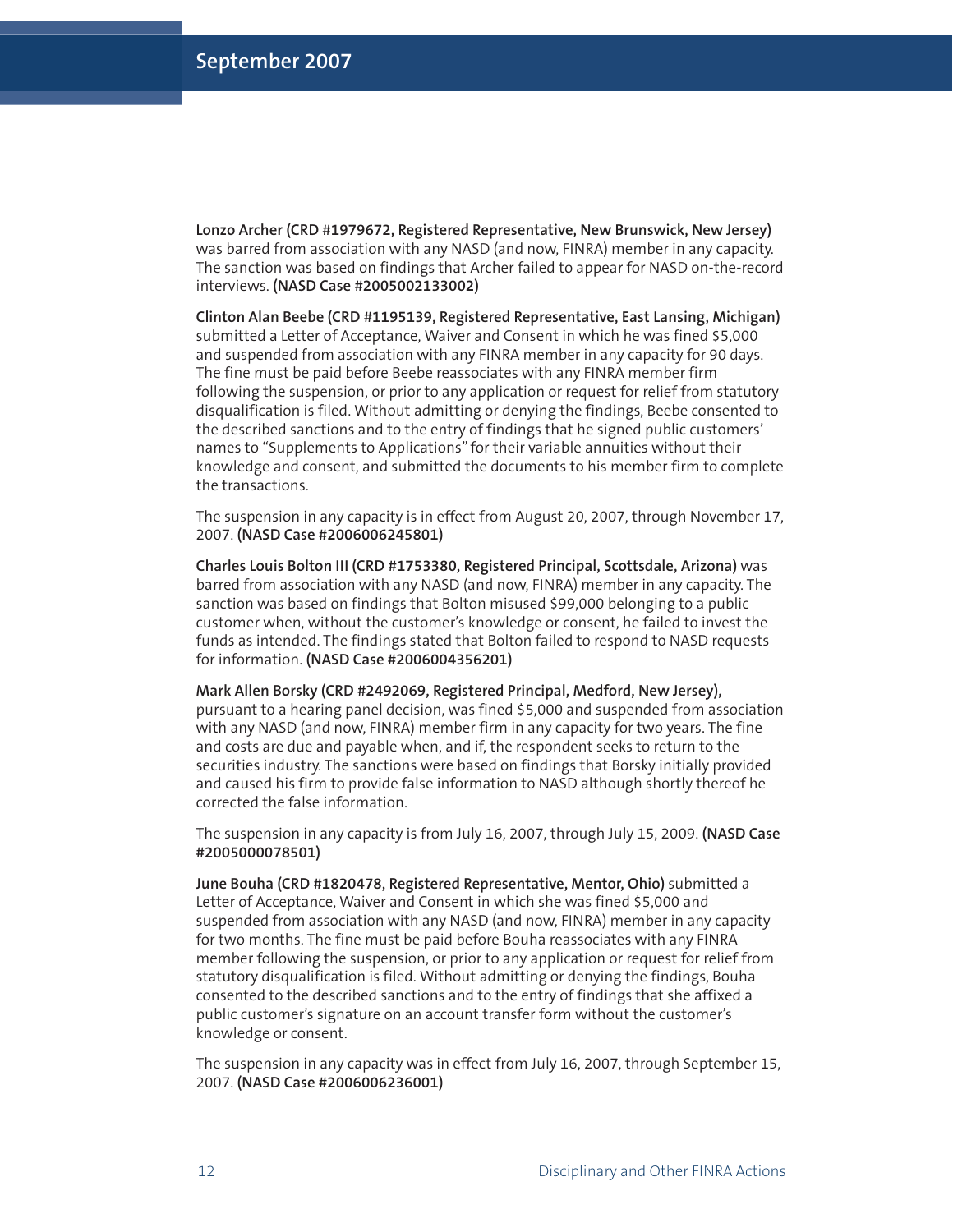**Lonzo Archer (CRD #1979672, Registered Representative, New Brunswick, New Jersey)** was barred from association with any NASD (and now, FINRA) member in any capacity. The sanction was based on findings that Archer failed to appear for NASD on-the-record interviews. **(NASD Case #2005002133002)**

**Clinton Alan Beebe (CRD #1195139, Registered Representative, East Lansing, Michigan)** submitted a Letter of Acceptance, Waiver and Consent in which he was fined $5,000 and suspended from association with any FINRA member in any capacity for 90 days. The fine must be paid before Beebe reassociates with any FINRA member firm following the suspension, or prior to any application or request for relief from statutory disqualification is filed. Without admitting or denying the findings, Beebe consented to the described sanctions and to the entry of findings that he signed public customers' names to "Supplements to Applications" for their variable annuities without their knowledge and consent, and submitted the documents to his member firm to complete the transactions.

The suspension in any capacity is in effect from August 20, 2007, through November 17, 2007. **(NASD Case #2006006245801)**

**Charles Louis Bolton III (CRD #1753380, Registered Principal, Scottsdale, Arizona)** was barred from association with any NASD (and now, FINRA) member in any capacity. The sanction was based on findings that Bolton misused $99,000 belonging to a public customer when, without the customer's knowledge or consent, he failed to invest the funds as intended. The findings stated that Bolton failed to respond to NASD requests for information. **(NASD Case #2006004356201)**

**Mark Allen Borsky (CRD #2492069, Registered Principal, Medford, New Jersey),** pursuant to a hearing panel decision, was fined $5,000 and suspended from association with any NASD (and now, FINRA) member firm in any capacity for two years. The fine and costs are due and payable when, and if, the respondent seeks to return to the securities industry. The sanctions were based on findings that Borsky initially provided and caused his firm to provide false information to NASD although shortly thereof he corrected the false information.

The suspension in any capacity is from July 16, 2007, through July 15, 2009. **(NASD Case #2005000078501)**

**June Bouha (CRD #1820478, Registered Representative, Mentor, Ohio)** submitted a Letter of Acceptance, Waiver and Consent in which she was fined $5,000 and suspended from association with any NASD (and now, FINRA) member in any capacity for two months. The fine must be paid before Bouha reassociates with any FINRA member following the suspension, or prior to any application or request for relief from statutory disqualification is filed. Without admitting or denying the findings, Bouha consented to the described sanctions and to the entry of findings that she affixed a public customer's signature on an account transfer form without the customer's knowledge or consent.

The suspension in any capacity was in effect from July 16, 2007, through September 15, 2007. **(NASD Case #2006006236001)**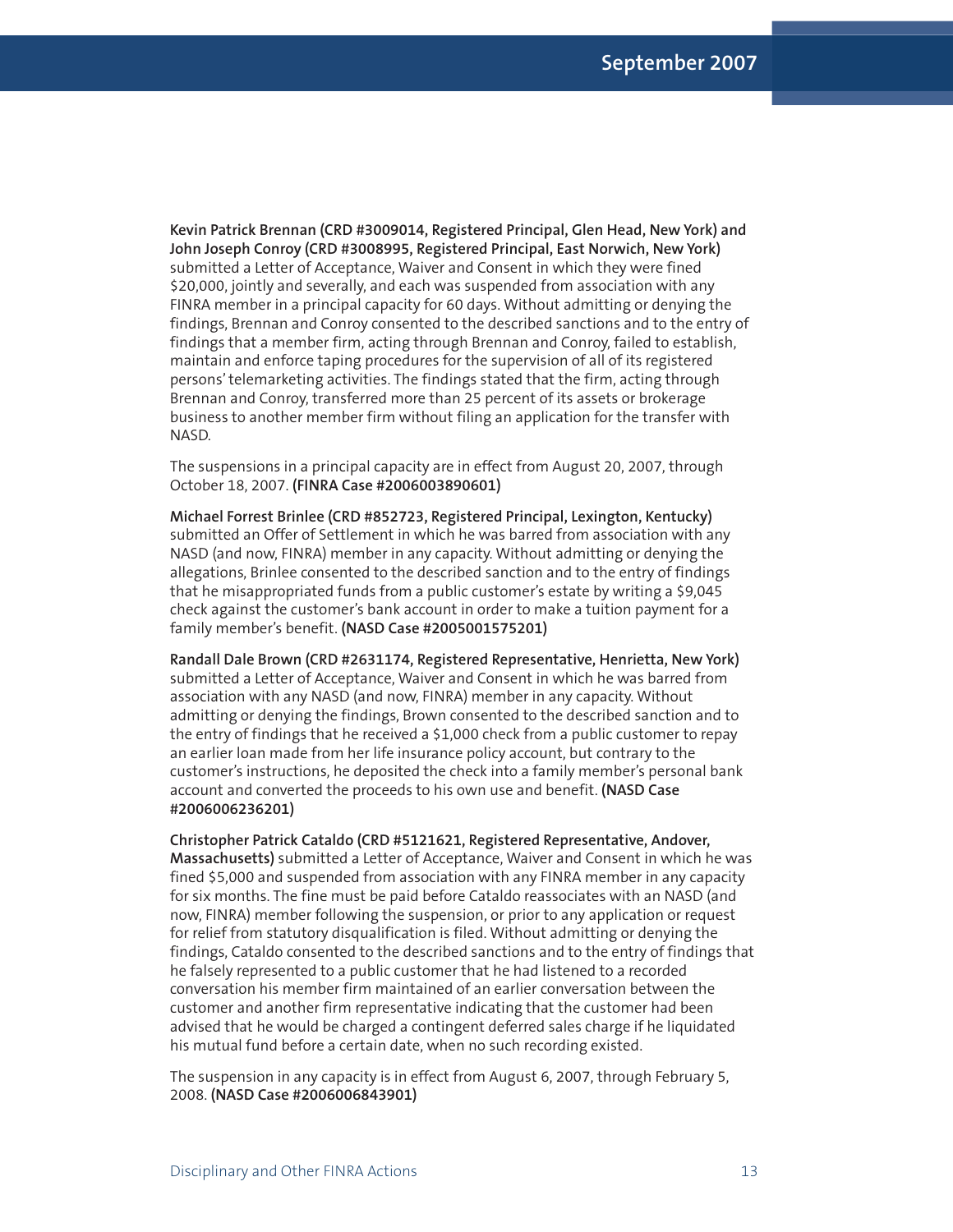**Kevin Patrick Brennan (CRD #3009014, Registered Principal, Glen Head, New York) and John Joseph Conroy (CRD #3008995, Registered Principal, East Norwich, New York)** submitted a Letter of Acceptance, Waiver and Consent in which they were fined $20,000, jointly and severally, and each was suspended from association with any FINRA member in a principal capacity for 60 days. Without admitting or denying the findings, Brennan and Conroy consented to the described sanctions and to the entry of findings that a member firm, acting through Brennan and Conroy, failed to establish, maintain and enforce taping procedures for the supervision of all of its registered persons' telemarketing activities. The findings stated that the firm, acting through Brennan and Conroy, transferred more than 25 percent of its assets or brokerage business to another member firm without filing an application for the transfer with NASD.

The suspensions in a principal capacity are in effect from August 20, 2007, through October 18, 2007. **(FINRA Case #2006003890601)**

**Michael Forrest Brinlee (CRD #852723, Registered Principal, Lexington, Kentucky)** submitted an Offer of Settlement in which he was barred from association with any NASD (and now, FINRA) member in any capacity. Without admitting or denying the allegations, Brinlee consented to the described sanction and to the entry of findings that he misappropriated funds from a public customer's estate by writing a $9,045 check against the customer's bank account in order to make a tuition payment for a family member's benefit. **(NASD Case #2005001575201)**

**Randall Dale Brown (CRD #2631174, Registered Representative, Henrietta, New York)** submitted a Letter of Acceptance, Waiver and Consent in which he was barred from association with any NASD (and now, FINRA) member in any capacity. Without admitting or denying the findings, Brown consented to the described sanction and to the entry of findings that he received a $1,000 check from a public customer to repay an earlier loan made from her life insurance policy account, but contrary to the customer's instructions, he deposited the check into a family member's personal bank account and converted the proceeds to his own use and benefit. **(NASD Case #2006006236201)**

**Christopher Patrick Cataldo (CRD #5121621, Registered Representative, Andover, Massachusetts)** submitted a Letter of Acceptance, Waiver and Consent in which he was fined $5,000 and suspended from association with any FINRA member in any capacity for six months. The fine must be paid before Cataldo reassociates with an NASD (and now, FINRA) member following the suspension, or prior to any application or request for relief from statutory disqualification is filed. Without admitting or denying the findings, Cataldo consented to the described sanctions and to the entry of findings that he falsely represented to a public customer that he had listened to a recorded conversation his member firm maintained of an earlier conversation between the customer and another firm representative indicating that the customer had been advised that he would be charged a contingent deferred sales charge if he liquidated his mutual fund before a certain date, when no such recording existed.

The suspension in any capacity is in effect from August 6, 2007, through February 5, 2008. **(NASD Case #2006006843901)**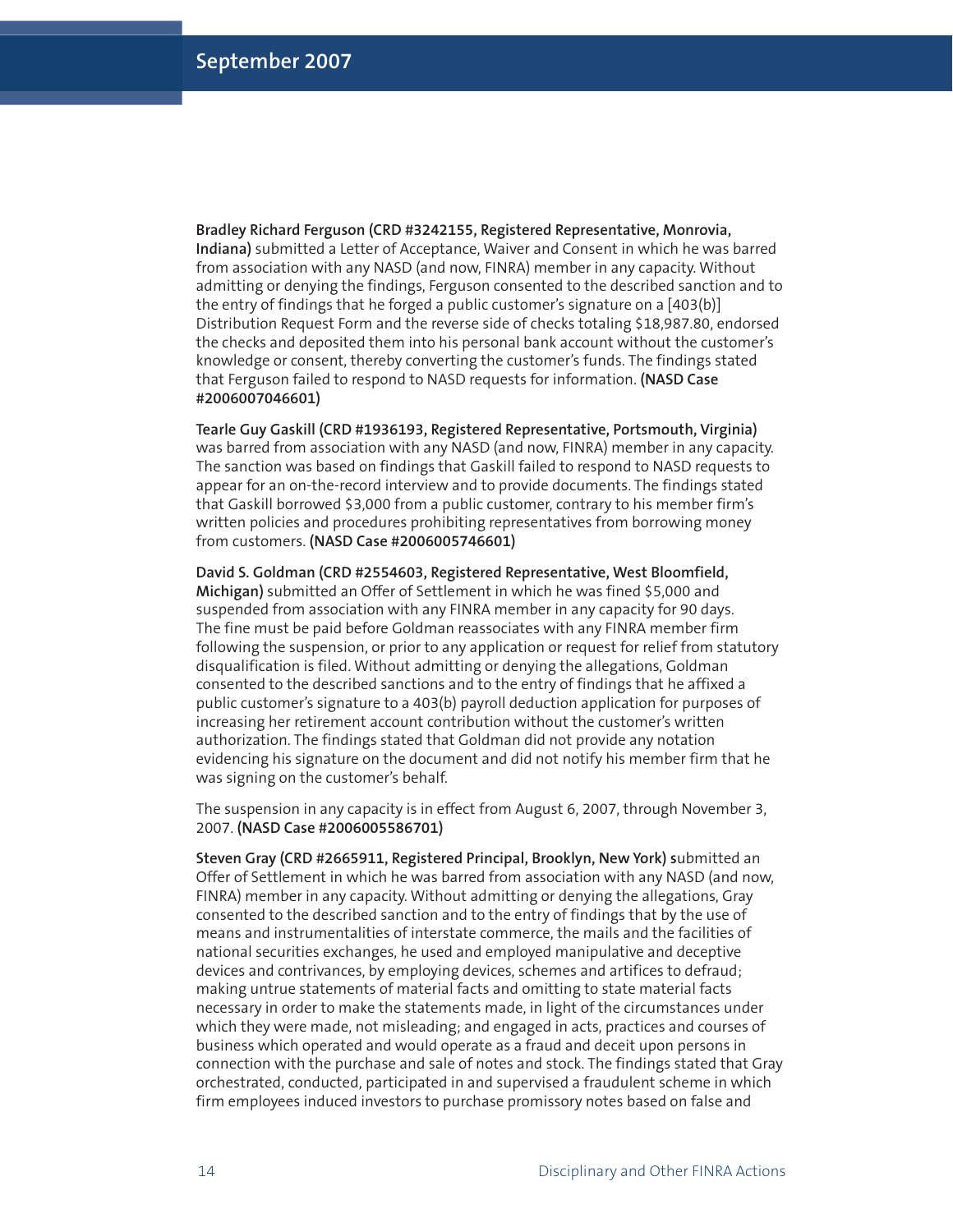**Bradley Richard Ferguson (CRD #3242155, Registered Representative, Monrovia, Indiana)** submitted a Letter of Acceptance, Waiver and Consent in which he was barred from association with any NASD (and now, FINRA) member in any capacity. Without admitting or denying the findings, Ferguson consented to the described sanction and to the entry of findings that he forged a public customer's signature on a [403(b)] Distribution Request Form and the reverse side of checks totaling $18,987.80, endorsed the checks and deposited them into his personal bank account without the customer's knowledge or consent, thereby converting the customer's funds. The findings stated that Ferguson failed to respond to NASD requests for information. **(NASD Case #2006007046601)**

**Tearle Guy Gaskill (CRD #1936193, Registered Representative, Portsmouth, Virginia)** was barred from association with any NASD (and now, FINRA) member in any capacity. The sanction was based on findings that Gaskill failed to respond to NASD requests to appear for an on-the-record interview and to provide documents. The findings stated that Gaskill borrowed $3,000 from a public customer, contrary to his member firm's written policies and procedures prohibiting representatives from borrowing money from customers. **(NASD Case #2006005746601)**

**David S. Goldman (CRD #2554603, Registered Representative, West Bloomfield, Michigan)** submitted an Offer of Settlement in which he was fined $5,000 and suspended from association with any FINRA member in any capacity for 90 days. The fine must be paid before Goldman reassociates with any FINRA member firm following the suspension, or prior to any application or request for relief from statutory disqualification is filed. Without admitting or denying the allegations, Goldman consented to the described sanctions and to the entry of findings that he affixed a public customer's signature to a 403(b) payroll deduction application for purposes of increasing her retirement account contribution without the customer's written authorization. The findings stated that Goldman did not provide any notation evidencing his signature on the document and did not notify his member firm that he was signing on the customer's behalf.

The suspension in any capacity is in effect from August 6, 2007, through November 3, 2007. **(NASD Case #2006005586701)**

**Steven Gray (CRD #2665911, Registered Principal, Brooklyn, New York)** submitted an Offer of Settlement in which he was barred from association with any NASD (and now, FINRA) member in any capacity. Without admitting or denying the allegations, Gray consented to the described sanction and to the entry of findings that by the use of means and instrumentalities of interstate commerce, the mails and the facilities of national securities exchanges, he used and employed manipulative and deceptive devices and contrivances, by employing devices, schemes and artifices to defraud; making untrue statements of material facts and omitting to state material facts necessary in order to make the statements made, in light of the circumstances under which they were made, not misleading; and engaged in acts, practices and courses of business which operated and would operate as a fraud and deceit upon persons in connection with the purchase and sale of notes and stock. The findings stated that Gray orchestrated, conducted, participated in and supervised a fraudulent scheme in which firm employees induced investors to purchase promissory notes based on false and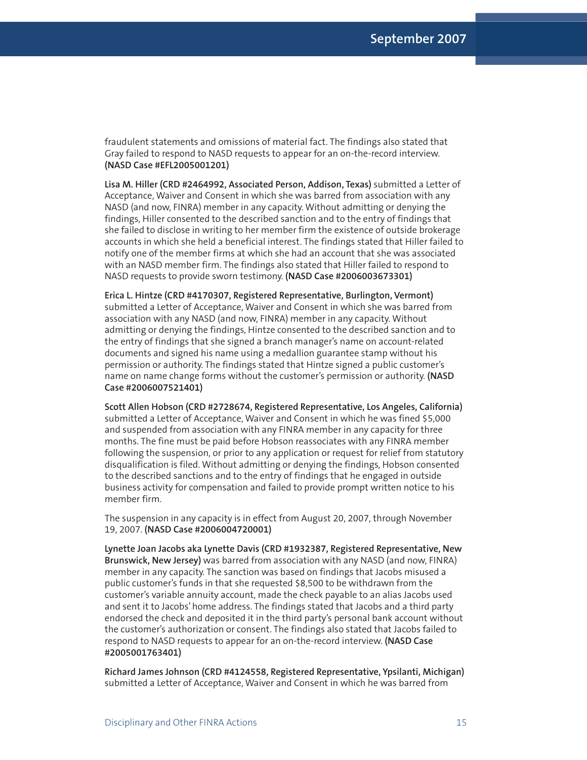fraudulent statements and omissions of material fact. The findings also stated that Gray failed to respond to NASD requests to appear for an on-the-record interview. **(NASD Case #EFL2005001201)**

**Lisa M. Hiller (CRD #2464992, Associated Person, Addison, Texas)** submitted a Letter of Acceptance, Waiver and Consent in which she was barred from association with any NASD (and now, FINRA) member in any capacity. Without admitting or denying the findings, Hiller consented to the described sanction and to the entry of findings that she failed to disclose in writing to her member firm the existence of outside brokerage accounts in which she held a beneficial interest. The findings stated that Hiller failed to notify one of the member firms at which she had an account that she was associated with an NASD member firm. The findings also stated that Hiller failed to respond to NASD requests to provide sworn testimony. **(NASD Case #2006003673301)**

**Erica L. Hintze (CRD #4170307, Registered Representative, Burlington, Vermont)** submitted a Letter of Acceptance, Waiver and Consent in which she was barred from association with any NASD (and now, FINRA) member in any capacity. Without admitting or denying the findings, Hintze consented to the described sanction and to the entry of findings that she signed a branch manager's name on account-related documents and signed his name using a medallion guarantee stamp without his permission or authority. The findings stated that Hintze signed a public customer's name on name change forms without the customer's permission or authority. **(NASD Case #2006007521401)**

**Scott Allen Hobson (CRD #2728674, Registered Representative, Los Angeles, California)** submitted a Letter of Acceptance, Waiver and Consent in which he was fined $5,000 and suspended from association with any FINRA member in any capacity for three months. The fine must be paid before Hobson reassociates with any FINRA member following the suspension, or prior to any application or request for relief from statutory disqualification is filed. Without admitting or denying the findings, Hobson consented to the described sanctions and to the entry of findings that he engaged in outside business activity for compensation and failed to provide prompt written notice to his member firm.

The suspension in any capacity is in effect from August 20, 2007, through November 19, 2007. **(NASD Case #2006004720001)**

**Lynette Joan Jacobs aka Lynette Davis (CRD #1932387, Registered Representative, New Brunswick, New Jersey)** was barred from association with any NASD (and now, FINRA) member in any capacity. The sanction was based on findings that Jacobs misused a public customer's funds in that she requested $8,500 to be withdrawn from the customer's variable annuity account, made the check payable to an alias Jacobs used and sent it to Jacobs' home address. The findings stated that Jacobs and a third party endorsed the check and deposited it in the third party's personal bank account without the customer's authorization or consent. The findings also stated that Jacobs failed to respond to NASD requests to appear for an on-the-record interview. **(NASD Case #2005001763401)**

**Richard James Johnson (CRD #4124558, Registered Representative, Ypsilanti, Michigan)** submitted a Letter of Acceptance, Waiver and Consent in which he was barred from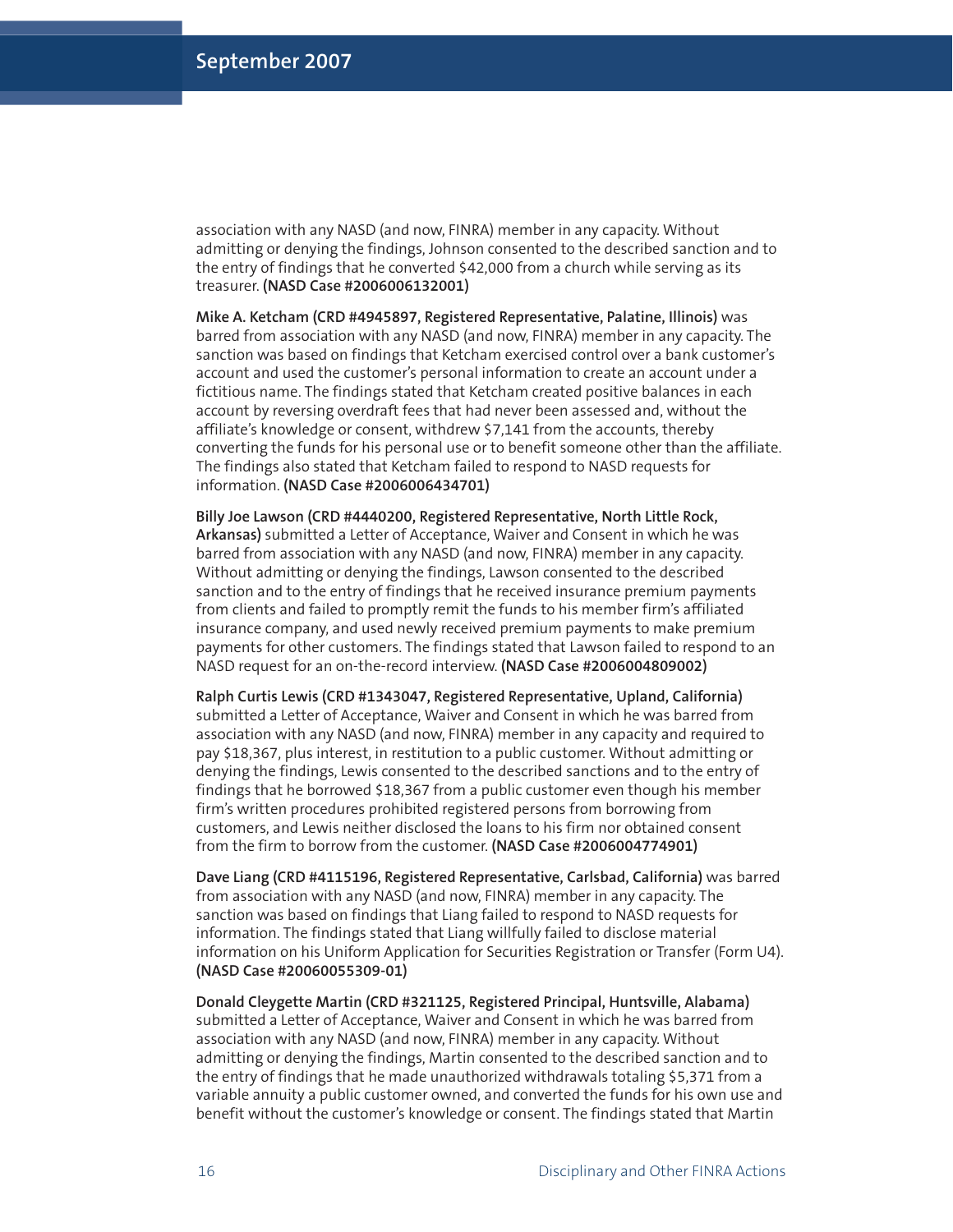association with any NASD (and now, FINRA) member in any capacity. Without admitting or denying the findings, Johnson consented to the described sanction and to the entry of findings that he converted $42,000 from a church while serving as its treasurer. **(NASD Case #2006006132001)**

**Mike A. Ketcham (CRD #4945897, Registered Representative, Palatine, Illinois)** was barred from association with any NASD (and now, FINRA) member in any capacity. The sanction was based on findings that Ketcham exercised control over a bank customer's account and used the customer's personal information to create an account under a fictitious name. The findings stated that Ketcham created positive balances in each account by reversing overdraft fees that had never been assessed and, without the affiliate's knowledge or consent, withdrew $7,141 from the accounts, thereby converting the funds for his personal use or to benefit someone other than the affiliate. The findings also stated that Ketcham failed to respond to NASD requests for information. **(NASD Case #2006006434701)**

**Billy Joe Lawson (CRD #4440200, Registered Representative, North Little Rock, Arkansas)** submitted a Letter of Acceptance, Waiver and Consent in which he was barred from association with any NASD (and now, FINRA) member in any capacity. Without admitting or denying the findings, Lawson consented to the described sanction and to the entry of findings that he received insurance premium payments from clients and failed to promptly remit the funds to his member firm's affiliated insurance company, and used newly received premium payments to make premium payments for other customers. The findings stated that Lawson failed to respond to an NASD request for an on-the-record interview. **(NASD Case #2006004809002)**

**Ralph Curtis Lewis (CRD #1343047, Registered Representative, Upland, California)** submitted a Letter of Acceptance, Waiver and Consent in which he was barred from association with any NASD (and now, FINRA) member in any capacity and required to pay $18,367, plus interest, in restitution to a public customer. Without admitting or denying the findings, Lewis consented to the described sanctions and to the entry of findings that he borrowed $18,367 from a public customer even though his member firm's written procedures prohibited registered persons from borrowing from customers, and Lewis neither disclosed the loans to his firm nor obtained consent from the firm to borrow from the customer. **(NASD Case #2006004774901)**

**Dave Liang (CRD #4115196, Registered Representative, Carlsbad, California)** was barred from association with any NASD (and now, FINRA) member in any capacity. The sanction was based on findings that Liang failed to respond to NASD requests for information. The findings stated that Liang willfully failed to disclose material information on his Uniform Application for Securities Registration or Transfer (Form U4). **(NASD Case #20060055309-01)**

**Donald Cleygette Martin (CRD #321125, Registered Principal, Huntsville, Alabama)** submitted a Letter of Acceptance, Waiver and Consent in which he was barred from association with any NASD (and now, FINRA) member in any capacity. Without admitting or denying the findings, Martin consented to the described sanction and to the entry of findings that he made unauthorized withdrawals totaling $5,371 from a variable annuity a public customer owned, and converted the funds for his own use and benefit without the customer's knowledge or consent. The findings stated that Martin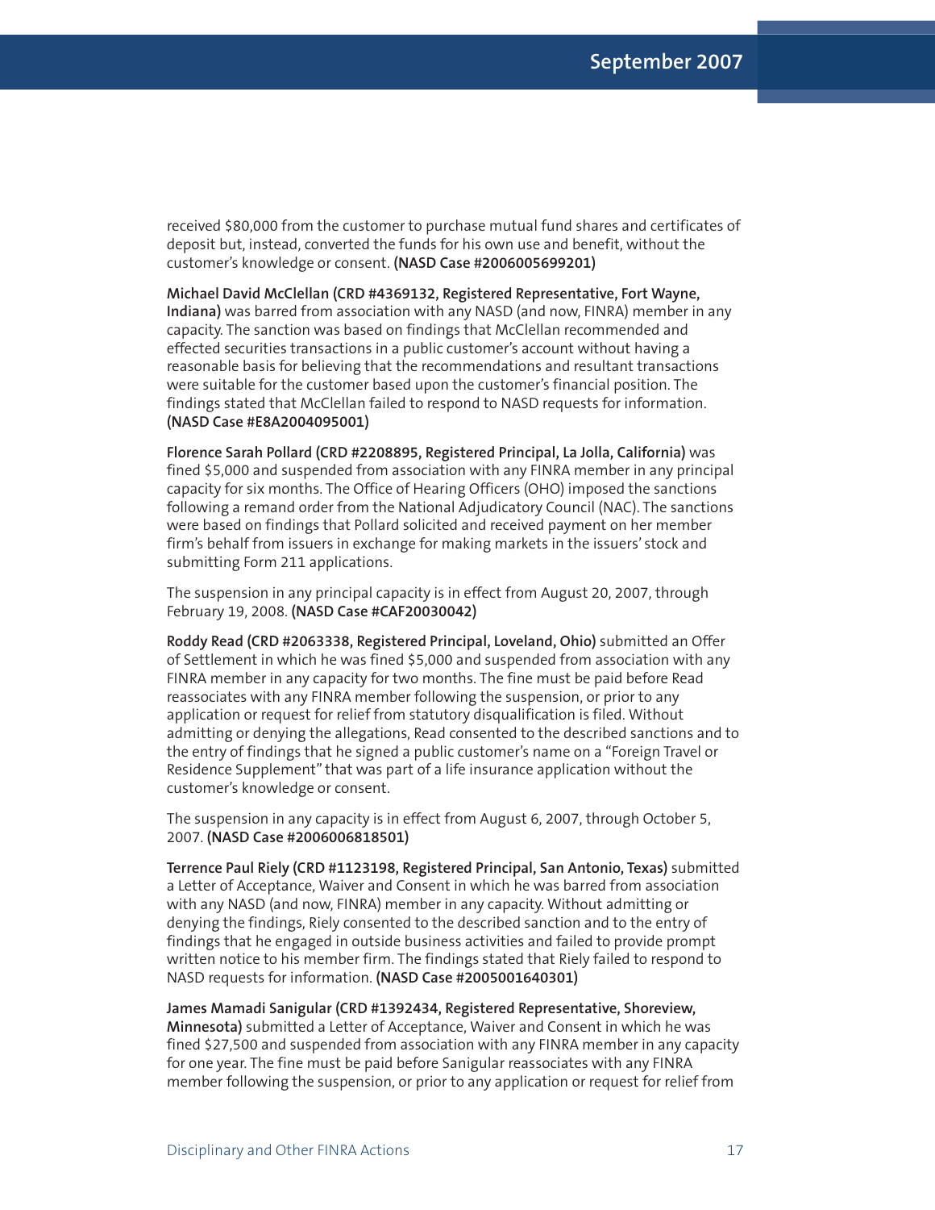received $80,000 from the customer to purchase mutual fund shares and certificates of deposit but, instead, converted the funds for his own use and benefit, without the customer's knowledge or consent. **(NASD Case #2006005699201)**

**Michael David McClellan (CRD #4369132, Registered Representative, Fort Wayne, Indiana)** was barred from association with any NASD (and now, FINRA) member in any capacity. The sanction was based on findings that McClellan recommended and effected securities transactions in a public customer's account without having a reasonable basis for believing that the recommendations and resultant transactions were suitable for the customer based upon the customer's financial position. The findings stated that McClellan failed to respond to NASD requests for information. **(NASD Case #E8A2004095001)**

**Florence Sarah Pollard (CRD #2208895, Registered Principal, La Jolla, California)** was fined $5,000 and suspended from association with any FINRA member in any principal capacity for six months. The Office of Hearing Officers (OHO) imposed the sanctions following a remand order from the National Adjudicatory Council (NAC). The sanctions were based on findings that Pollard solicited and received payment on her member firm's behalf from issuers in exchange for making markets in the issuers' stock and submitting Form 211 applications.

The suspension in any principal capacity is in effect from August 20, 2007, through February 19, 2008. **(NASD Case #CAF20030042)**

**Roddy Read (CRD #2063338, Registered Principal, Loveland, Ohio)** submitted an Offer of Settlement in which he was fined $5,000 and suspended from association with any FINRA member in any capacity for two months. The fine must be paid before Read reassociates with any FINRA member following the suspension, or prior to any application or request for relief from statutory disqualification is filed. Without admitting or denying the allegations, Read consented to the described sanctions and to the entry of findings that he signed a public customer's name on a "Foreign Travel or Residence Supplement" that was part of a life insurance application without the customer's knowledge or consent.

The suspension in any capacity is in effect from August 6, 2007, through October 5, 2007. **(NASD Case #2006006818501)**

**Terrence Paul Riely (CRD #1123198, Registered Principal, San Antonio, Texas)** submitted a Letter of Acceptance, Waiver and Consent in which he was barred from association with any NASD (and now, FINRA) member in any capacity. Without admitting or denying the findings, Riely consented to the described sanction and to the entry of findings that he engaged in outside business activities and failed to provide prompt written notice to his member firm. The findings stated that Riely failed to respond to NASD requests for information. **(NASD Case #2005001640301)**

**James Mamadi Sanigular (CRD #1392434, Registered Representative, Shoreview, Minnesota)** submitted a Letter of Acceptance, Waiver and Consent in which he was fined $27,500 and suspended from association with any FINRA member in any capacity for one year. The fine must be paid before Sanigular reassociates with any FINRA member following the suspension, or prior to any application or request for relief from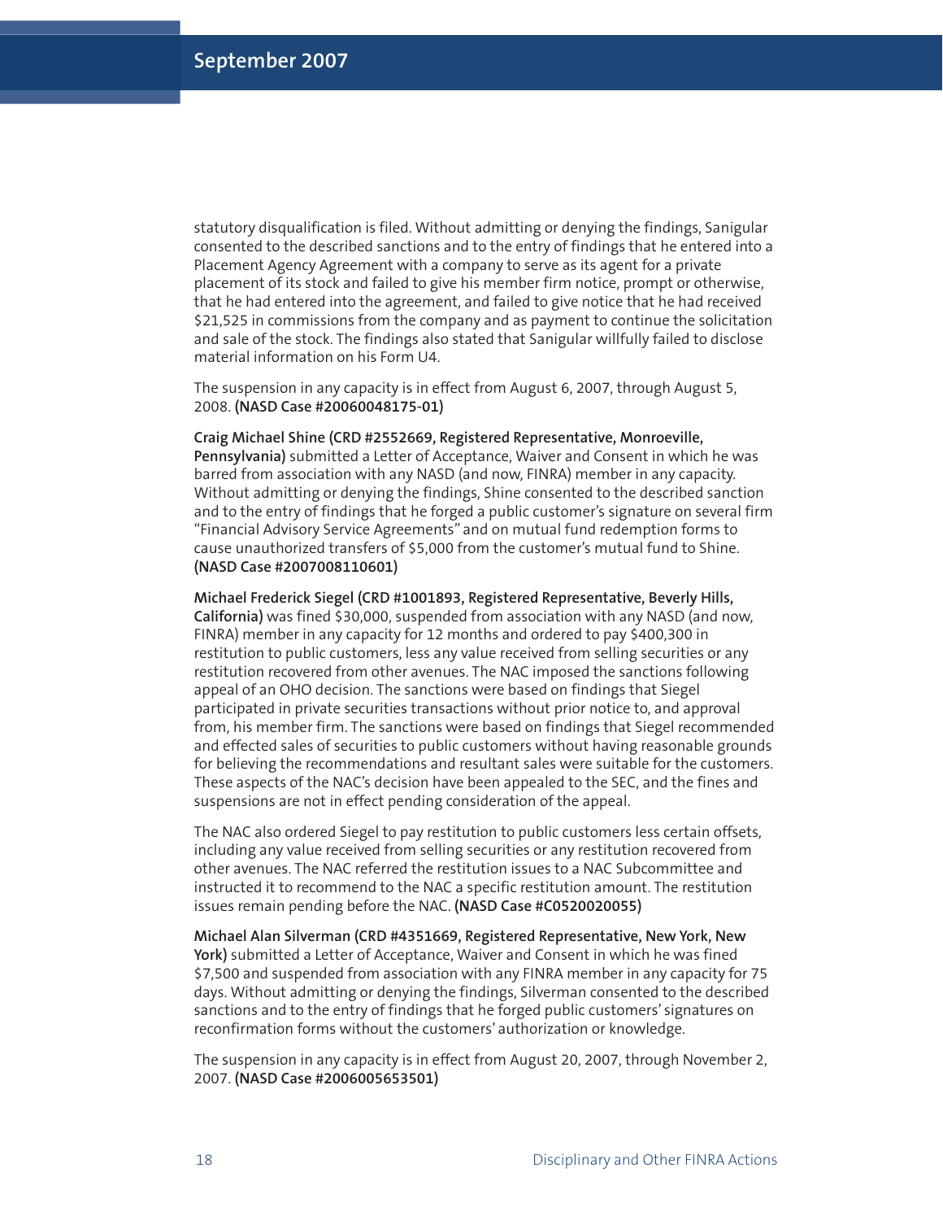statutory disqualification is filed. Without admitting or denying the findings, Sanigular consented to the described sanctions and to the entry of findings that he entered into a Placement Agency Agreement with a company to serve as its agent for a private placement of its stock and failed to give his member firm notice, prompt or otherwise, that he had entered into the agreement, and failed to give notice that he had received $21,525 in commissions from the company and as payment to continue the solicitation and sale of the stock. The findings also stated that Sanigular willfully failed to disclose material information on his Form U4.

The suspension in any capacity is in effect from August 6, 2007, through August 5, 2008. **(NASD Case #20060048175-01)**

**Craig Michael Shine (CRD #2552669, Registered Representative, Monroeville, Pennsylvania)** submitted a Letter of Acceptance, Waiver and Consent in which he was barred from association with any NASD (and now, FINRA) member in any capacity. Without admitting or denying the findings, Shine consented to the described sanction and to the entry of findings that he forged a public customer's signature on several firm "Financial Advisory Service Agreements" and on mutual fund redemption forms to cause unauthorized transfers of $5,000 from the customer's mutual fund to Shine. **(NASD Case #2007008110601)**

**Michael Frederick Siegel (CRD #1001893, Registered Representative, Beverly Hills, California)** was fined $30,000, suspended from association with any NASD (and now, FINRA) member in any capacity for 12 months and ordered to pay $400,300 in restitution to public customers, less any value received from selling securities or any restitution recovered from other avenues. The NAC imposed the sanctions following appeal of an OHO decision. The sanctions were based on findings that Siegel participated in private securities transactions without prior notice to, and approval from, his member firm. The sanctions were based on findings that Siegel recommended and effected sales of securities to public customers without having reasonable grounds for believing the recommendations and resultant sales were suitable for the customers. These aspects of the NAC's decision have been appealed to the SEC, and the fines and suspensions are not in effect pending consideration of the appeal.

The NAC also ordered Siegel to pay restitution to public customers less certain offsets, including any value received from selling securities or any restitution recovered from other avenues. The NAC referred the restitution issues to a NAC Subcommittee and instructed it to recommend to the NAC a specific restitution amount. The restitution issues remain pending before the NAC. **(NASD Case #C0520020055)**

**Michael Alan Silverman (CRD #4351669, Registered Representative, New York, New York)** submitted a Letter of Acceptance, Waiver and Consent in which he was fined $7,500 and suspended from association with any FINRA member in any capacity for 75 days. Without admitting or denying the findings, Silverman consented to the described sanctions and to the entry of findings that he forged public customers' signatures on reconfirmation forms without the customers' authorization or knowledge.

The suspension in any capacity is in effect from August 20, 2007, through November 2, 2007. **(NASD Case #2006005653501)**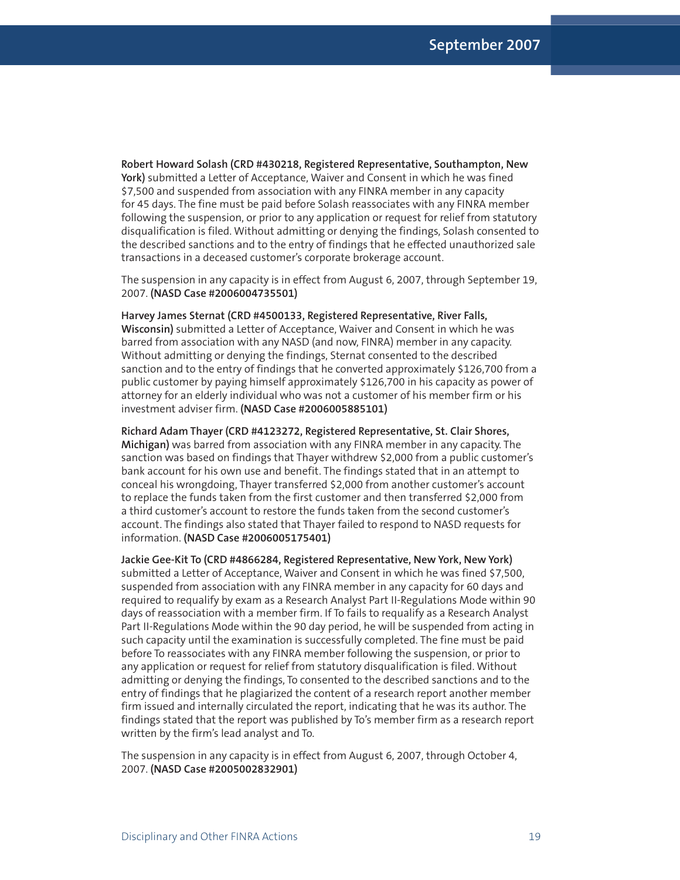**Robert Howard Solash (CRD #430218, Registered Representative, Southampton, New York)** submitted a Letter of Acceptance, Waiver and Consent in which he was fined $7,500 and suspended from association with any FINRA member in any capacity for 45 days. The fine must be paid before Solash reassociates with any FINRA member following the suspension, or prior to any application or request for relief from statutory disqualification is filed. Without admitting or denying the findings, Solash consented to the described sanctions and to the entry of findings that he effected unauthorized sale transactions in a deceased customer's corporate brokerage account.

The suspension in any capacity is in effect from August 6, 2007, through September 19, 2007. **(NASD Case #2006004735501)**

**Harvey James Sternat (CRD #4500133, Registered Representative, River Falls, Wisconsin)** submitted a Letter of Acceptance, Waiver and Consent in which he was barred from association with any NASD (and now, FINRA) member in any capacity. Without admitting or denying the findings, Sternat consented to the described sanction and to the entry of findings that he converted approximately $126,700 from a public customer by paying himself approximately $126,700 in his capacity as power of attorney for an elderly individual who was not a customer of his member firm or his investment adviser firm. **(NASD Case #2006005885101)**

**Richard Adam Thayer (CRD #4123272, Registered Representative, St. Clair Shores, Michigan)** was barred from association with any FINRA member in any capacity. The sanction was based on findings that Thayer withdrew $2,000 from a public customer's bank account for his own use and benefit. The findings stated that in an attempt to conceal his wrongdoing, Thayer transferred $2,000 from another customer's account to replace the funds taken from the first customer and then transferred $2,000 from a third customer's account to restore the funds taken from the second customer's account. The findings also stated that Thayer failed to respond to NASD requests for information. **(NASD Case #2006005175401)**

**Jackie Gee-Kit To (CRD #4866284, Registered Representative, New York, New York)** submitted a Letter of Acceptance, Waiver and Consent in which he was fined $7,500, suspended from association with any FINRA member in any capacity for 60 days and required to requalify by exam as a Research Analyst Part II-Regulations Mode within 90 days of reassociation with a member firm. If To fails to requalify as a Research Analyst Part II-Regulations Mode within the 90 day period, he will be suspended from acting in such capacity until the examination is successfully completed. The fine must be paid before To reassociates with any FINRA member following the suspension, or prior to any application or request for relief from statutory disqualification is filed. Without admitting or denying the findings, To consented to the described sanctions and to the entry of findings that he plagiarized the content of a research report another member firm issued and internally circulated the report, indicating that he was its author. The findings stated that the report was published by To's member firm as a research report written by the firm's lead analyst and To.

The suspension in any capacity is in effect from August 6, 2007, through October 4, 2007. **(NASD Case #2005002832901)**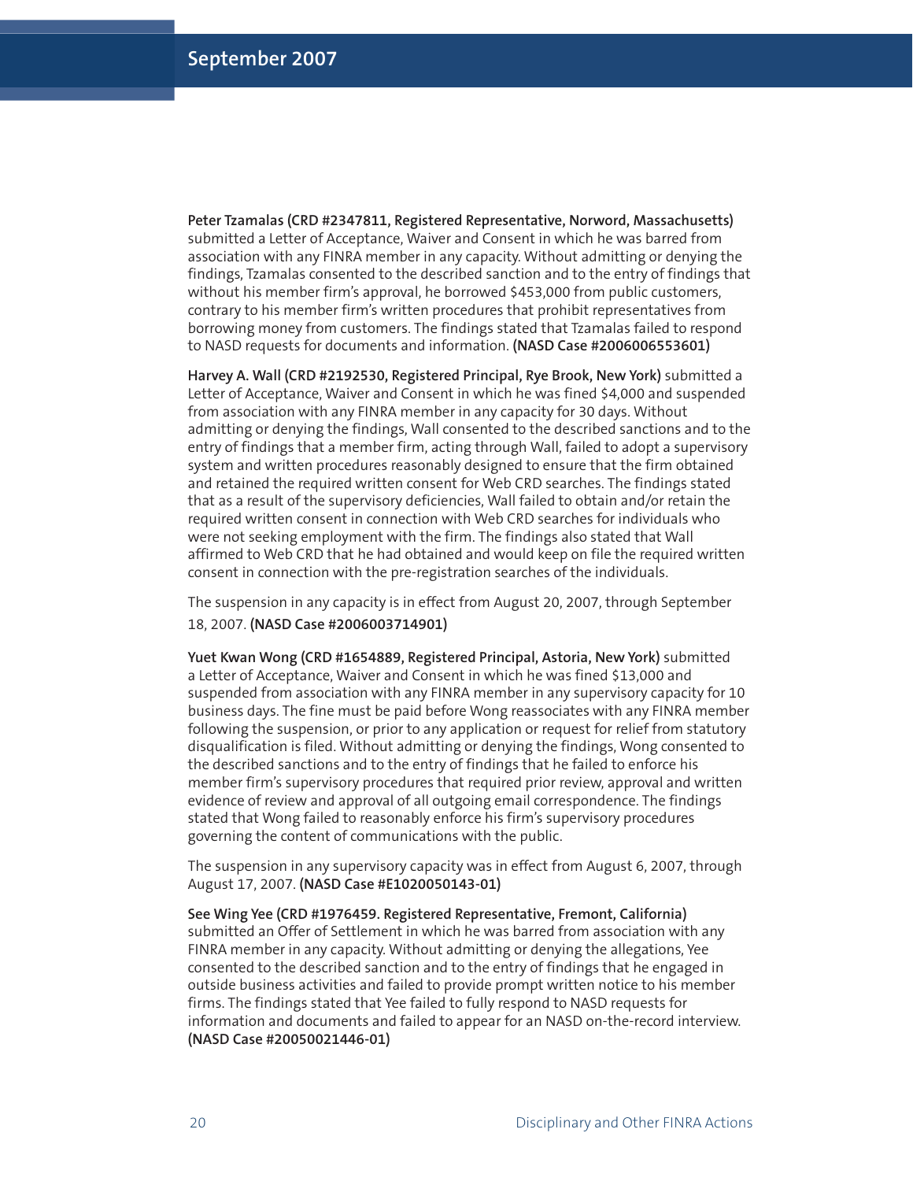**Peter Tzamalas (CRD #2347811, Registered Representative, Norword, Massachusetts)** submitted a Letter of Acceptance, Waiver and Consent in which he was barred from association with any FINRA member in any capacity. Without admitting or denying the findings, Tzamalas consented to the described sanction and to the entry of findings that without his member firm's approval, he borrowed $453,000 from public customers, contrary to his member firm's written procedures that prohibit representatives from borrowing money from customers. The findings stated that Tzamalas failed to respond to NASD requests for documents and information. **(NASD Case #2006006553601)**

**Harvey A. Wall (CRD #2192530, Registered Principal, Rye Brook, New York)** submitted a Letter of Acceptance, Waiver and Consent in which he was fined $4,000 and suspended from association with any FINRA member in any capacity for 30 days. Without admitting or denying the findings, Wall consented to the described sanctions and to the entry of findings that a member firm, acting through Wall, failed to adopt a supervisory system and written procedures reasonably designed to ensure that the firm obtained and retained the required written consent for Web CRD searches. The findings stated that as a result of the supervisory deficiencies, Wall failed to obtain and/or retain the required written consent in connection with Web CRD searches for individuals who were not seeking employment with the firm. The findings also stated that Wall affirmed to Web CRD that he had obtained and would keep on file the required written consent in connection with the pre-registration searches of the individuals.

The suspension in any capacity is in effect from August 20, 2007, through September 18, 2007. **(NASD Case #2006003714901)**

**Yuet Kwan Wong (CRD #1654889, Registered Principal, Astoria, New York)** submitted a Letter of Acceptance, Waiver and Consent in which he was fined $13,000 and suspended from association with any FINRA member in any supervisory capacity for 10 business days. The fine must be paid before Wong reassociates with any FINRA member following the suspension, or prior to any application or request for relief from statutory disqualification is filed. Without admitting or denying the findings, Wong consented to the described sanctions and to the entry of findings that he failed to enforce his member firm's supervisory procedures that required prior review, approval and written evidence of review and approval of all outgoing email correspondence. The findings stated that Wong failed to reasonably enforce his firm's supervisory procedures governing the content of communications with the public.

The suspension in any supervisory capacity was in effect from August 6, 2007, through August 17, 2007. **(NASD Case #E1020050143-01)**

**See Wing Yee (CRD #1976459. Registered Representative, Fremont, California)** submitted an Offer of Settlement in which he was barred from association with any FINRA member in any capacity. Without admitting or denying the allegations, Yee consented to the described sanction and to the entry of findings that he engaged in outside business activities and failed to provide prompt written notice to his member firms. The findings stated that Yee failed to fully respond to NASD requests for information and documents and failed to appear for an NASD on-the-record interview. **(NASD Case #20050021446-01)**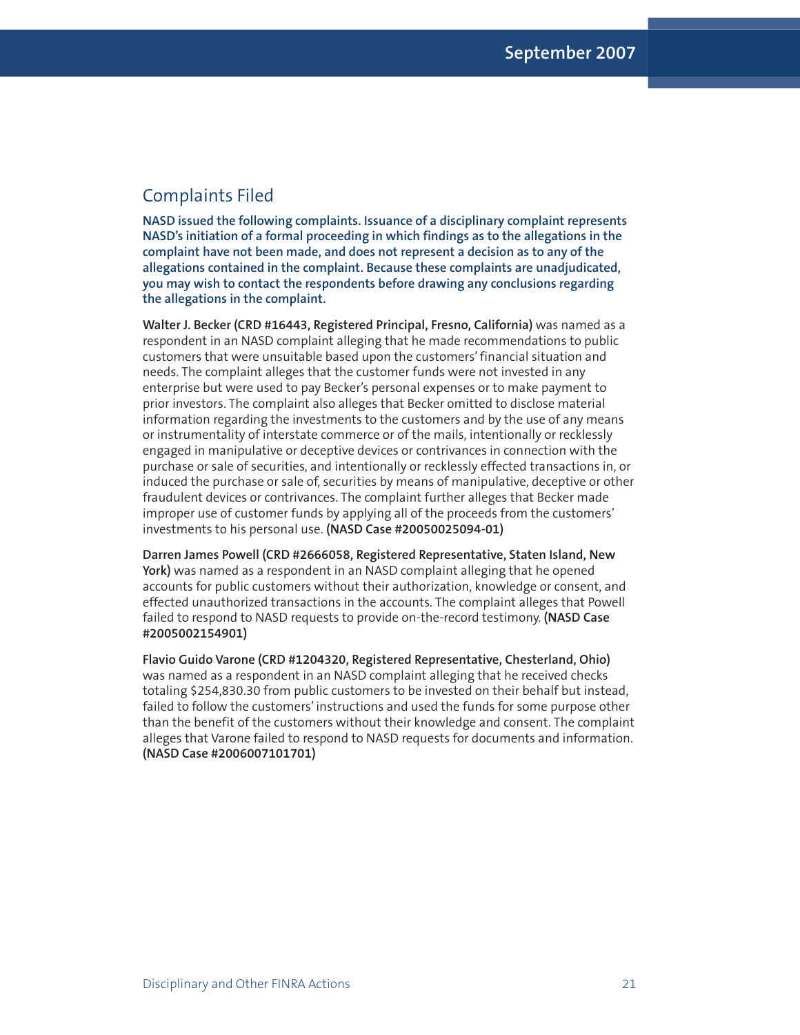## Complaints Filed

**NASD issued the following complaints. Issuance of a disciplinary complaint represents NASD's initiation of a formal proceeding in which findings as to the allegations in the complaint have not been made, and does not represent a decision as to any of the allegations contained in the complaint. Because these complaints are unadjudicated, you may wish to contact the respondents before drawing any conclusions regarding the allegations in the complaint.**

**Walter J. Becker (CRD #16443, Registered Principal, Fresno, California)** was named as a respondent in an NASD complaint alleging that he made recommendations to public customers that were unsuitable based upon the customers' financial situation and needs. The complaint alleges that the customer funds were not invested in any enterprise but were used to pay Becker's personal expenses or to make payment to prior investors. The complaint also alleges that Becker omitted to disclose material information regarding the investments to the customers and by the use of any means or instrumentality of interstate commerce or of the mails, intentionally or recklessly engaged in manipulative or deceptive devices or contrivances in connection with the purchase or sale of securities, and intentionally or recklessly effected transactions in, or induced the purchase or sale of, securities by means of manipulative, deceptive or other fraudulent devices or contrivances. The complaint further alleges that Becker made improper use of customer funds by applying all of the proceeds from the customers' investments to his personal use. **(NASD Case #20050025094-01)**

**Darren James Powell (CRD #2666058, Registered Representative, Staten Island, New York)** was named as a respondent in an NASD complaint alleging that he opened accounts for public customers without their authorization, knowledge or consent, and effected unauthorized transactions in the accounts. The complaint alleges that Powell failed to respond to NASD requests to provide on-the-record testimony. **(NASD Case #2005002154901)**

**Flavio Guido Varone (CRD #1204320, Registered Representative, Chesterland, Ohio)** was named as a respondent in an NASD complaint alleging that he received checks totaling $254,830.30 from public customers to be invested on their behalf but instead, failed to follow the customers' instructions and used the funds for some purpose other than the benefit of the customers without their knowledge and consent. The complaint alleges that Varone failed to respond to NASD requests for documents and information. **(NASD Case #2006007101701)**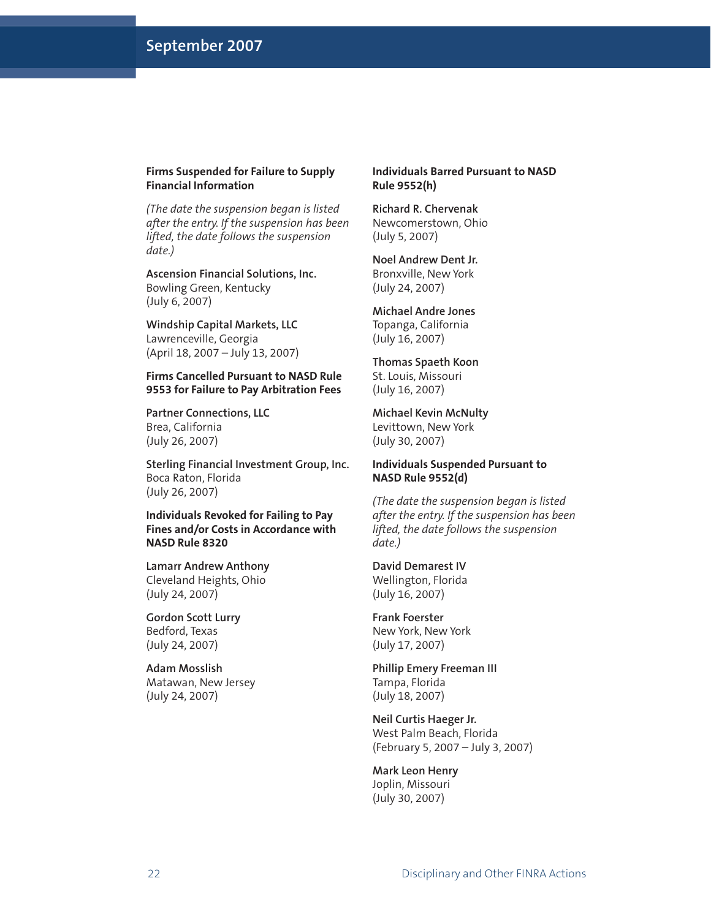### Firms Suspended for Failure to Supply Financial Information

*(The date the suspension began is listed after the entry. If the suspension has been lifted, the date follows the suspension date.)*

**Ascension Financial Solutions, Inc.**
Bowling Green, Kentucky
(July 6, 2007)

**Windship Capital Markets, LLC**
Lawrenceville, Georgia
(April 18, 2007 – July 13, 2007)

### Firms Cancelled Pursuant to NASD Rule 9553 for Failure to Pay Arbitration Fees

**Partner Connections, LLC**
Brea, California
(July 26, 2007)

**Sterling Financial Investment Group, Inc.**
Boca Raton, Florida
(July 26, 2007)

### Individuals Revoked for Failing to Pay Fines and/or Costs in Accordance with NASD Rule 8320

**Lamarr Andrew Anthony**
Cleveland Heights, Ohio
(July 24, 2007)

**Gordon Scott Lurry**
Bedford, Texas
(July 24, 2007)

**Adam Mosslish**
Matawan, New Jersey
(July 24, 2007)

### Individuals Barred Pursuant to NASD Rule 9552(h)

**Richard R. Chervenak**
Newcomerstown, Ohio
(July 5, 2007)

**Noel Andrew Dent Jr.**
Bronxville, New York
(July 24, 2007)

**Michael Andre Jones**
Topanga, California
(July 16, 2007)

**Thomas Spaeth Koon**
St. Louis, Missouri
(July 16, 2007)

**Michael Kevin McNulty**
Levittown, New York
(July 30, 2007)

### Individuals Suspended Pursuant to NASD Rule 9552(d)

*(The date the suspension began is listed after the entry. If the suspension has been lifted, the date follows the suspension date.)*

**David Demarest IV**
Wellington, Florida
(July 16, 2007)

**Frank Foerster**
New York, New York
(July 17, 2007)

**Phillip Emery Freeman III**
Tampa, Florida
(July 18, 2007)

**Neil Curtis Haeger Jr.**
West Palm Beach, Florida
(February 5, 2007 – July 3, 2007)

**Mark Leon Henry**
Joplin, Missouri
(July 30, 2007)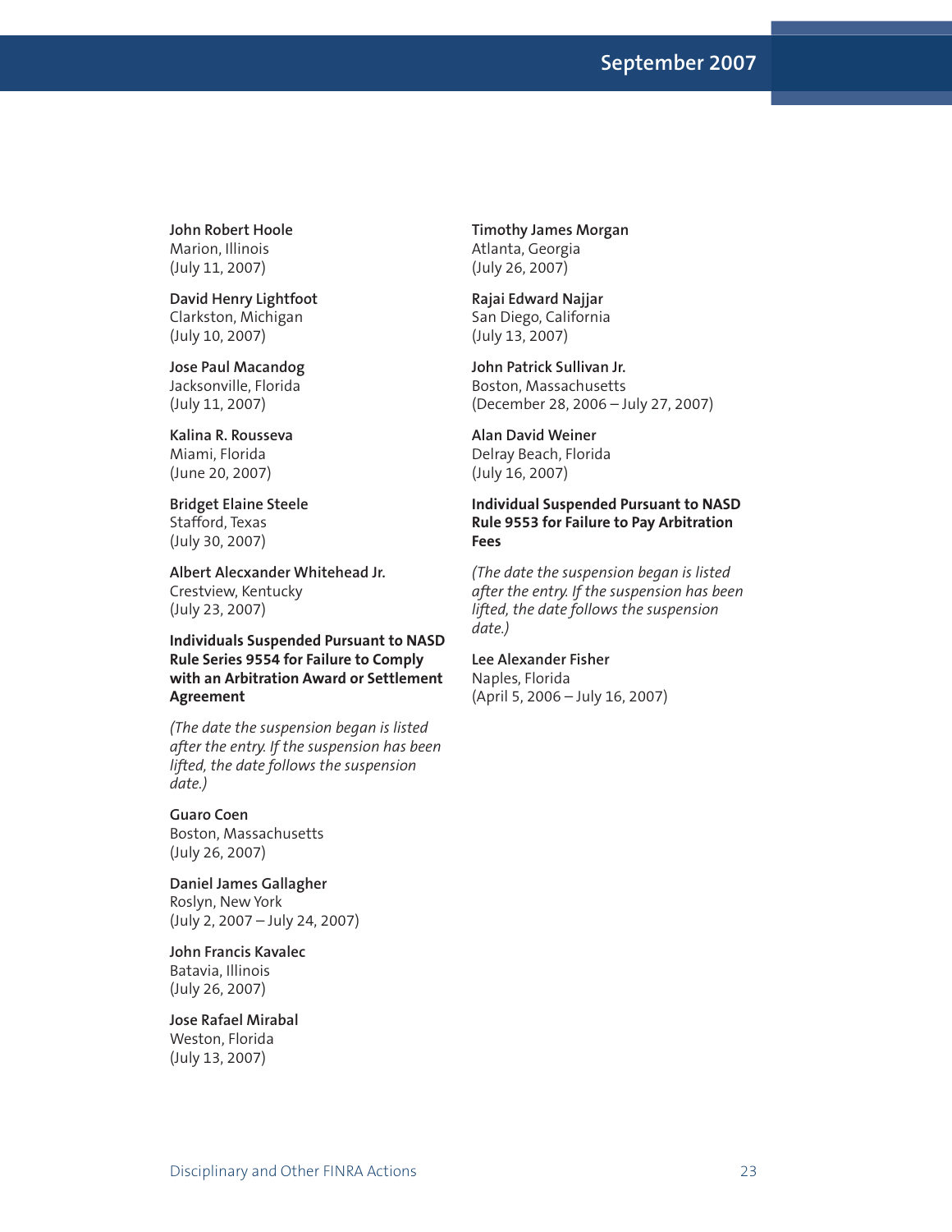**John Robert Hoole**
Marion, Illinois
(July 11, 2007)

**David Henry Lightfoot**
Clarkston, Michigan
(July 10, 2007)

**Jose Paul Macandog**
Jacksonville, Florida
(July 11, 2007)

**Kalina R. Rousseva**
Miami, Florida
(June 20, 2007)

**Bridget Elaine Steele**
Stafford, Texas
(July 30, 2007)

**Albert Alecxander Whitehead Jr.**
Crestview, Kentucky
(July 23, 2007)

### Individuals Suspended Pursuant to NASD Rule Series 9554 for Failure to Comply with an Arbitration Award or Settlement Agreement

*(The date the suspension began is listed after the entry. If the suspension has been lifted, the date follows the suspension date.)*

**Guaro Coen**
Boston, Massachusetts
(July 26, 2007)

**Daniel James Gallagher**
Roslyn, New York
(July 2, 2007 – July 24, 2007)

**John Francis Kavalec**
Batavia, Illinois
(July 26, 2007)

**Jose Rafael Mirabal**
Weston, Florida
(July 13, 2007)

**Timothy James Morgan**
Atlanta, Georgia
(July 26, 2007)

**Rajai Edward Najjar**
San Diego, California
(July 13, 2007)

**John Patrick Sullivan Jr.**
Boston, Massachusetts
(December 28, 2006 – July 27, 2007)

**Alan David Weiner**
Delray Beach, Florida
(July 16, 2007)

### Individual Suspended Pursuant to NASD Rule 9553 for Failure to Pay Arbitration Fees

*(The date the suspension began is listed after the entry. If the suspension has been lifted, the date follows the suspension date.)*

**Lee Alexander Fisher**
Naples, Florida
(April 5, 2006 – July 16, 2007)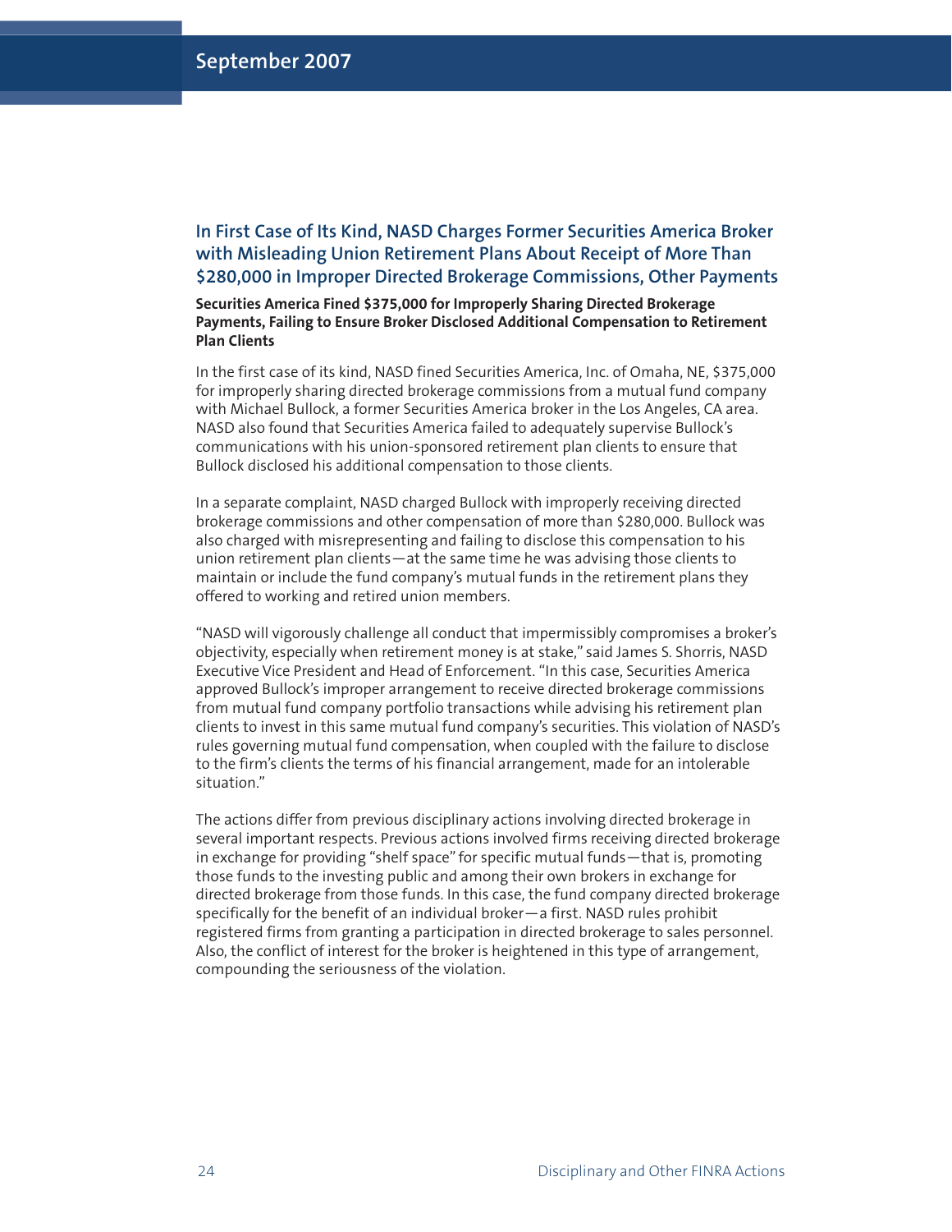## In First Case of Its Kind, NASD Charges Former Securities America Broker with Misleading Union Retirement Plans About Receipt of More Than $280,000 in Improper Directed Brokerage Commissions, Other Payments

**Securities America Fined $375,000 for Improperly Sharing Directed Brokerage Payments, Failing to Ensure Broker Disclosed Additional Compensation to Retirement Plan Clients**

In the first case of its kind, NASD fined Securities America, Inc. of Omaha, NE, $375,000 for improperly sharing directed brokerage commissions from a mutual fund company with Michael Bullock, a former Securities America broker in the Los Angeles, CA area. NASD also found that Securities America failed to adequately supervise Bullock's communications with his union-sponsored retirement plan clients to ensure that Bullock disclosed his additional compensation to those clients.

In a separate complaint, NASD charged Bullock with improperly receiving directed brokerage commissions and other compensation of more than $280,000. Bullock was also charged with misrepresenting and failing to disclose this compensation to his union retirement plan clients—at the same time he was advising those clients to maintain or include the fund company's mutual funds in the retirement plans they offered to working and retired union members.

"NASD will vigorously challenge all conduct that impermissibly compromises a broker's objectivity, especially when retirement money is at stake," said James S. Shorris, NASD Executive Vice President and Head of Enforcement. "In this case, Securities America approved Bullock's improper arrangement to receive directed brokerage commissions from mutual fund company portfolio transactions while advising his retirement plan clients to invest in this same mutual fund company's securities. This violation of NASD's rules governing mutual fund compensation, when coupled with the failure to disclose to the firm's clients the terms of his financial arrangement, made for an intolerable situation."

The actions differ from previous disciplinary actions involving directed brokerage in several important respects. Previous actions involved firms receiving directed brokerage in exchange for providing "shelf space" for specific mutual funds—that is, promoting those funds to the investing public and among their own brokers in exchange for directed brokerage from those funds. In this case, the fund company directed brokerage specifically for the benefit of an individual broker—a first. NASD rules prohibit registered firms from granting a participation in directed brokerage to sales personnel. Also, the conflict of interest for the broker is heightened in this type of arrangement, compounding the seriousness of the violation.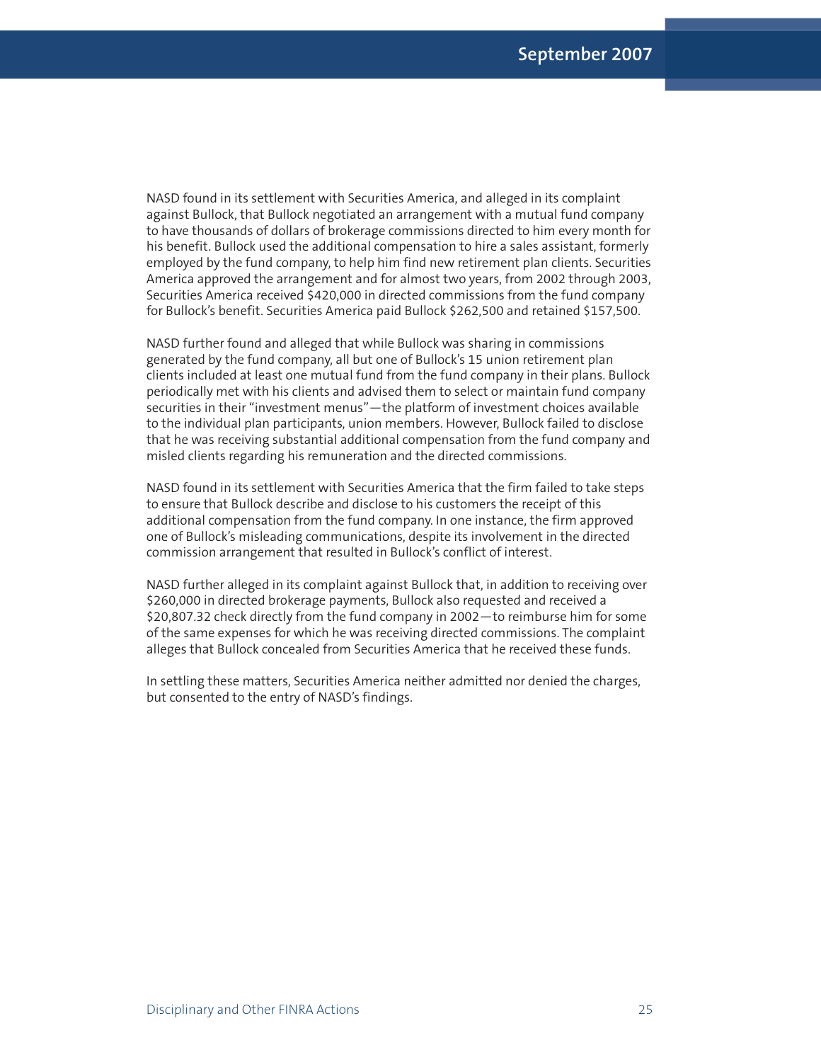NASD found in its settlement with Securities America, and alleged in its complaint against Bullock, that Bullock negotiated an arrangement with a mutual fund company to have thousands of dollars of brokerage commissions directed to him every month for his benefit. Bullock used the additional compensation to hire a sales assistant, formerly employed by the fund company, to help him find new retirement plan clients. Securities America approved the arrangement and for almost two years, from 2002 through 2003, Securities America received $420,000 in directed commissions from the fund company for Bullock's benefit. Securities America paid Bullock $262,500 and retained $157,500.

NASD further found and alleged that while Bullock was sharing in commissions generated by the fund company, all but one of Bullock's 15 union retirement plan clients included at least one mutual fund from the fund company in their plans. Bullock periodically met with his clients and advised them to select or maintain fund company securities in their "investment menus"—the platform of investment choices available to the individual plan participants, union members. However, Bullock failed to disclose that he was receiving substantial additional compensation from the fund company and misled clients regarding his remuneration and the directed commissions.

NASD found in its settlement with Securities America that the firm failed to take steps to ensure that Bullock describe and disclose to his customers the receipt of this additional compensation from the fund company. In one instance, the firm approved one of Bullock's misleading communications, despite its involvement in the directed commission arrangement that resulted in Bullock's conflict of interest.

NASD further alleged in its complaint against Bullock that, in addition to receiving over $260,000 in directed brokerage payments, Bullock also requested and received a $20,807.32 check directly from the fund company in 2002—to reimburse him for some of the same expenses for which he was receiving directed commissions. The complaint alleges that Bullock concealed from Securities America that he received these funds.

In settling these matters, Securities America neither admitted nor denied the charges, but consented to the entry of NASD's findings.